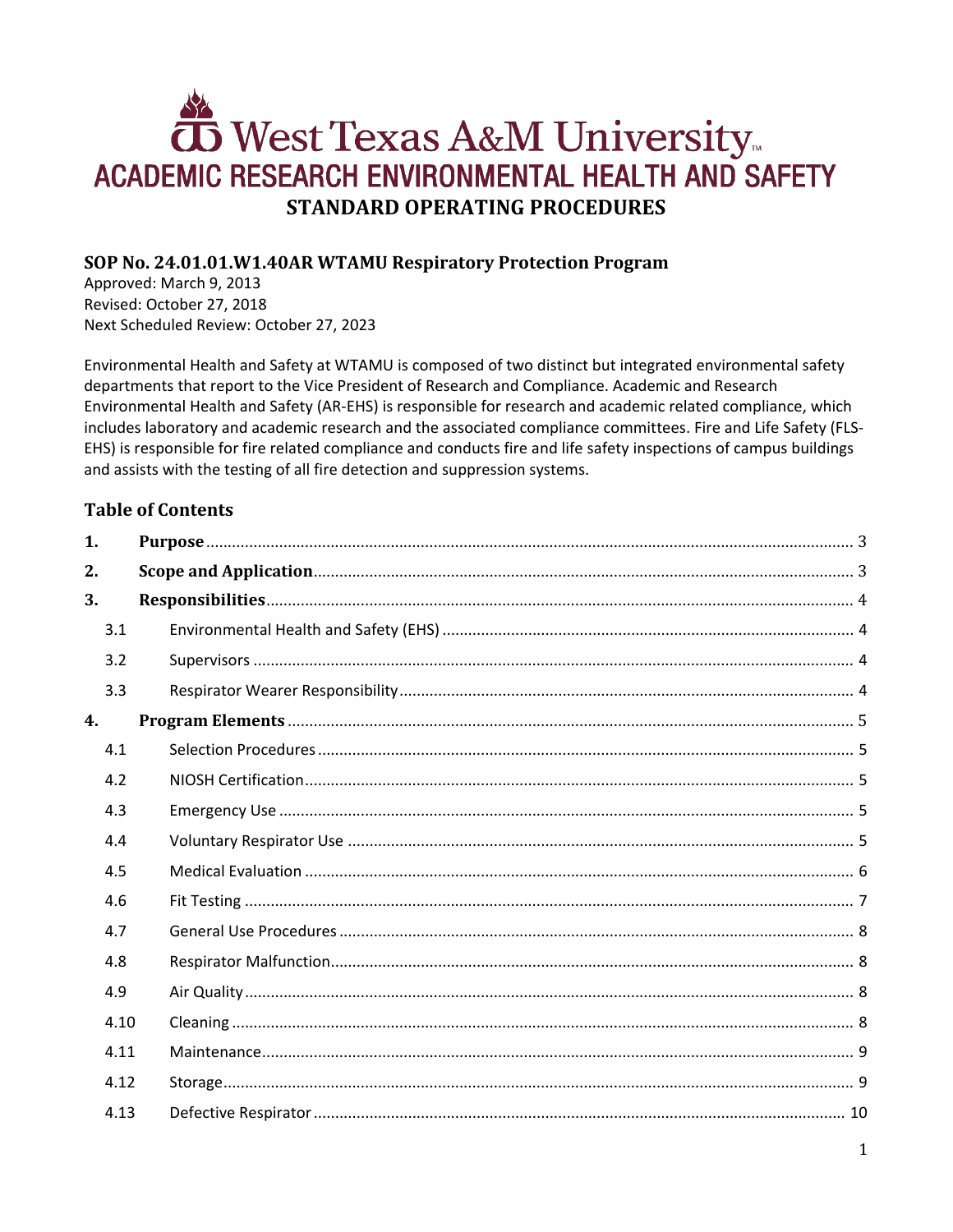# West Texas A&M University

## ACADEMIC RESEARCH ENVIRONMENTAL HEALTH AND SAFETY

## STANDARD OPERATING PROCEDURES

### SOP No. 24.01.01.W1.40AR WTAMU Respiratory Protection Program

Approved: March 9, 2013
Revised: October 27, 2018
Next Scheduled Review: October 27, 2023

Environmental Health and Safety at WTAMU is composed of two distinct but integrated environmental safety departments that report to the Vice President of Research and Compliance. Academic and Research Environmental Health and Safety (AR-EHS) is responsible for research and academic related compliance, which includes laboratory and academic research and the associated compliance committees. Fire and Life Safety (FLS-EHS) is responsible for fire related compliance and conducts fire and life safety inspections of campus buildings and assists with the testing of all fire detection and suppression systems.

### Table of Contents

| | | |
|---|---|---|
| **1.** | **Purpose** | 3 |
| **2.** | **Scope and Application** | 3 |
| **3.** | **Responsibilities** | 4 |
| 3.1 | Environmental Health and Safety (EHS) | 4 |
| 3.2 | Supervisors | 4 |
| 3.3 | Respirator Wearer Responsibility | 4 |
| **4.** | **Program Elements** | 5 |
| 4.1 | Selection Procedures | 5 |
| 4.2 | NIOSH Certification | 5 |
| 4.3 | Emergency Use | 5 |
| 4.4 | Voluntary Respirator Use | 5 |
| 4.5 | Medical Evaluation | 6 |
| 4.6 | Fit Testing | 7 |
| 4.7 | General Use Procedures | 8 |
| 4.8 | Respirator Malfunction | 8 |
| 4.9 | Air Quality | 8 |
| 4.10 | Cleaning | 8 |
| 4.11 | Maintenance | 9 |
| 4.12 | Storage | 9 |
| 4.13 | Defective Respirator | 10 |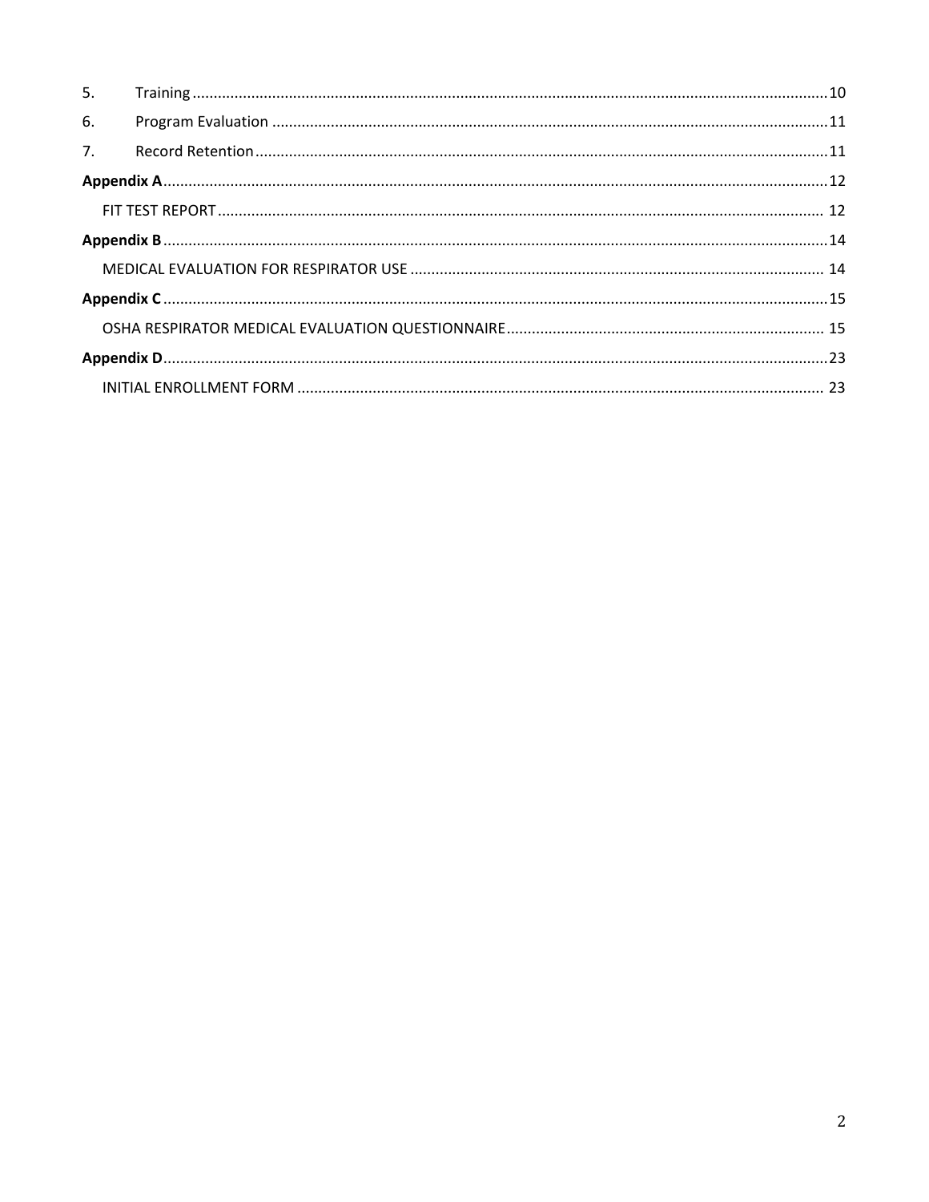5. Training ........................................................................................................................................... 10

6. Program Evaluation ........................................................................................................................ 11

7. Record Retention ............................................................................................................................ 11

**Appendix A** ........................................................................................................................................... 12

FIT TEST REPORT ................................................................................................................................... 12

**Appendix B** ........................................................................................................................................... 14

MEDICAL EVALUATION FOR RESPIRATOR USE ...................................................................................... 14

**Appendix C** ........................................................................................................................................... 15

OSHA RESPIRATOR MEDICAL EVALUATION QUESTIONNAIRE ............................................................... 15

**Appendix D** ........................................................................................................................................... 23

INITIAL ENROLLMENT FORM ................................................................................................................. 23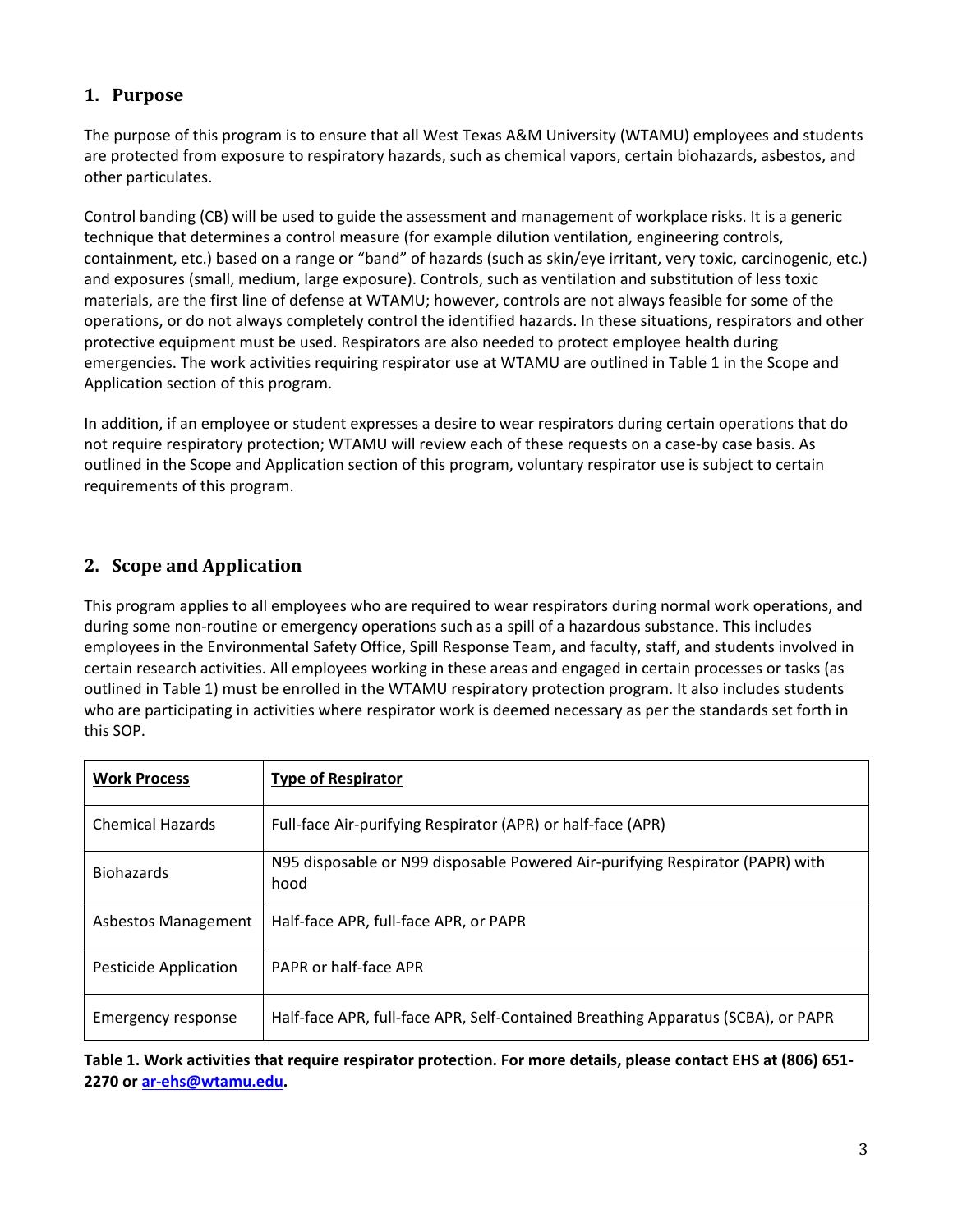## 1. Purpose

The purpose of this program is to ensure that all West Texas A&M University (WTAMU) employees and students are protected from exposure to respiratory hazards, such as chemical vapors, certain biohazards, asbestos, and other particulates.

Control banding (CB) will be used to guide the assessment and management of workplace risks. It is a generic technique that determines a control measure (for example dilution ventilation, engineering controls, containment, etc.) based on a range or "band" of hazards (such as skin/eye irritant, very toxic, carcinogenic, etc.) and exposures (small, medium, large exposure). Controls, such as ventilation and substitution of less toxic materials, are the first line of defense at WTAMU; however, controls are not always feasible for some of the operations, or do not always completely control the identified hazards. In these situations, respirators and other protective equipment must be used. Respirators are also needed to protect employee health during emergencies. The work activities requiring respirator use at WTAMU are outlined in Table 1 in the Scope and Application section of this program.

In addition, if an employee or student expresses a desire to wear respirators during certain operations that do not require respiratory protection; WTAMU will review each of these requests on a case-by case basis. As outlined in the Scope and Application section of this program, voluntary respirator use is subject to certain requirements of this program.

## 2. Scope and Application

This program applies to all employees who are required to wear respirators during normal work operations, and during some non-routine or emergency operations such as a spill of a hazardous substance. This includes employees in the Environmental Safety Office, Spill Response Team, and faculty, staff, and students involved in certain research activities. All employees working in these areas and engaged in certain processes or tasks (as outlined in Table 1) must be enrolled in the WTAMU respiratory protection program. It also includes students who are participating in activities where respirator work is deemed necessary as per the standards set forth in this SOP.

| Work Process | Type of Respirator |
|---|---|
| Chemical Hazards | Full-face Air-purifying Respirator (APR) or half-face (APR) |
| Biohazards | N95 disposable or N99 disposable Powered Air-purifying Respirator (PAPR) with hood |
| Asbestos Management | Half-face APR, full-face APR, or PAPR |
| Pesticide Application | PAPR or half-face APR |
| Emergency response | Half-face APR, full-face APR, Self-Contained Breathing Apparatus (SCBA), or PAPR |

**Table 1. Work activities that require respirator protection. For more details, please contact EHS at (806) 651-2270 or [ar-ehs@wtamu.edu](mailto:ar-ehs@wtamu.edu).**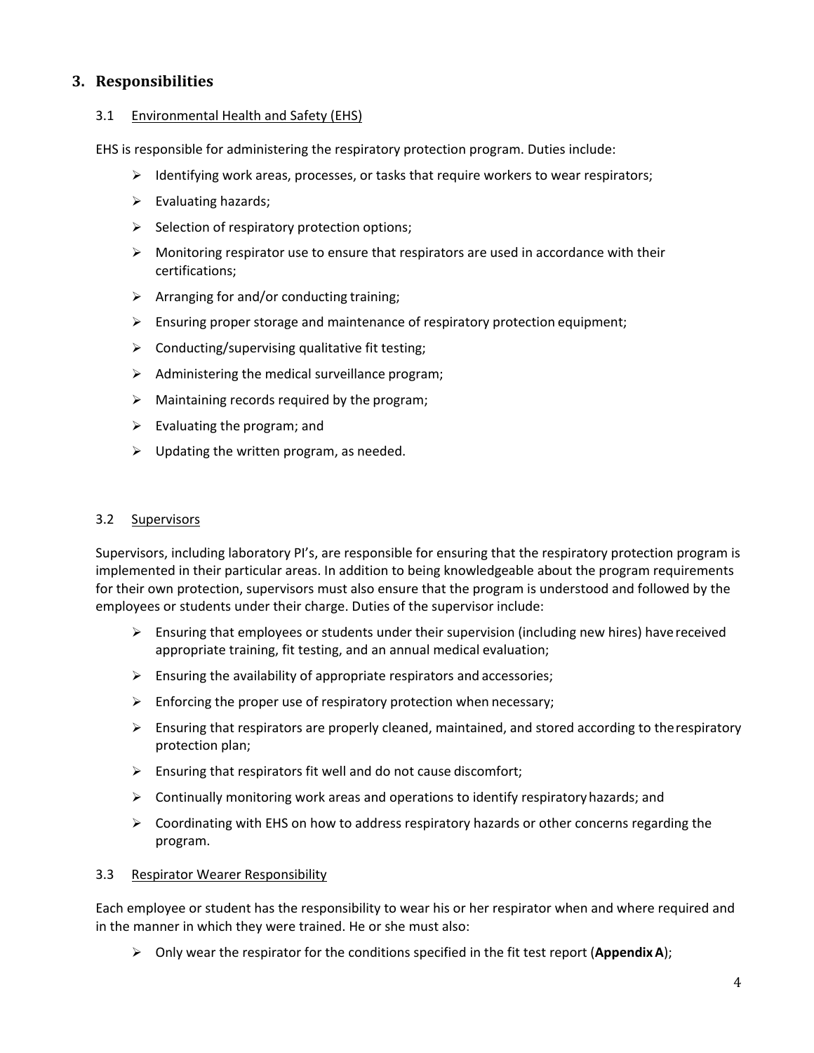## 3. Responsibilities

### 3.1 Environmental Health and Safety (EHS)

EHS is responsible for administering the respiratory protection program. Duties include:

- Identifying work areas, processes, or tasks that require workers to wear respirators;
- Evaluating hazards;
- Selection of respiratory protection options;
- Monitoring respirator use to ensure that respirators are used in accordance with their certifications;
- Arranging for and/or conducting training;
- Ensuring proper storage and maintenance of respiratory protection equipment;
- Conducting/supervising qualitative fit testing;
- Administering the medical surveillance program;
- Maintaining records required by the program;
- Evaluating the program; and
- Updating the written program, as needed.

### 3.2 Supervisors

Supervisors, including laboratory PI's, are responsible for ensuring that the respiratory protection program is implemented in their particular areas. In addition to being knowledgeable about the program requirements for their own protection, supervisors must also ensure that the program is understood and followed by the employees or students under their charge. Duties of the supervisor include:

- Ensuring that employees or students under their supervision (including new hires) have received appropriate training, fit testing, and an annual medical evaluation;
- Ensuring the availability of appropriate respirators and accessories;
- Enforcing the proper use of respiratory protection when necessary;
- Ensuring that respirators are properly cleaned, maintained, and stored according to the respiratory protection plan;
- Ensuring that respirators fit well and do not cause discomfort;
- Continually monitoring work areas and operations to identify respiratory hazards; and
- Coordinating with EHS on how to address respiratory hazards or other concerns regarding the program.

### 3.3 Respirator Wearer Responsibility

Each employee or student has the responsibility to wear his or her respirator when and where required and in the manner in which they were trained. He or she must also:

- Only wear the respirator for the conditions specified in the fit test report (**Appendix A**);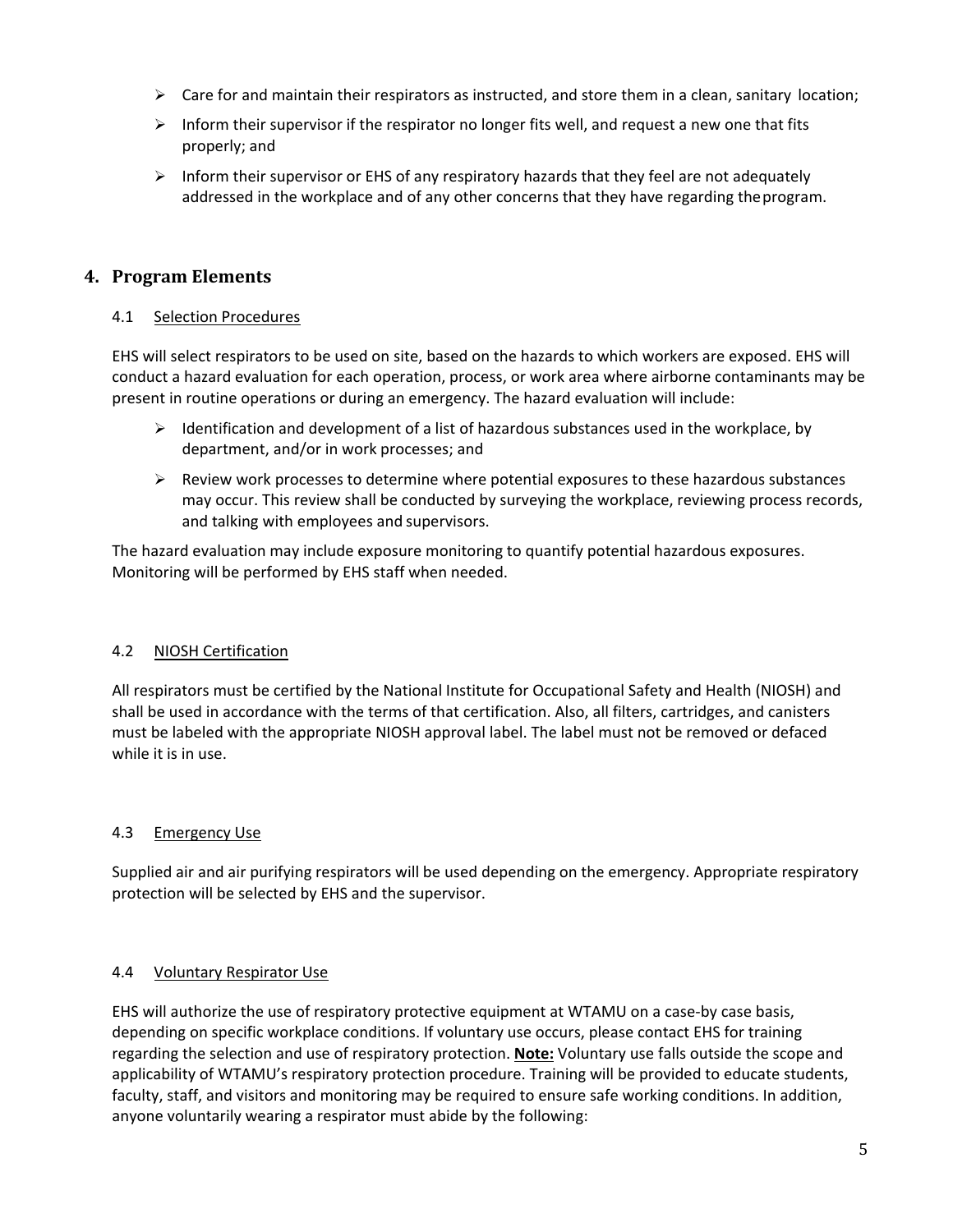- Care for and maintain their respirators as instructed, and store them in a clean, sanitary location;
- Inform their supervisor if the respirator no longer fits well, and request a new one that fits properly; and
- Inform their supervisor or EHS of any respiratory hazards that they feel are not adequately addressed in the workplace and of any other concerns that they have regarding the program.

## 4. Program Elements

### 4.1 Selection Procedures

EHS will select respirators to be used on site, based on the hazards to which workers are exposed. EHS will conduct a hazard evaluation for each operation, process, or work area where airborne contaminants may be present in routine operations or during an emergency. The hazard evaluation will include:

- Identification and development of a list of hazardous substances used in the workplace, by department, and/or in work processes; and
- Review work processes to determine where potential exposures to these hazardous substances may occur. This review shall be conducted by surveying the workplace, reviewing process records, and talking with employees and supervisors.

The hazard evaluation may include exposure monitoring to quantify potential hazardous exposures. Monitoring will be performed by EHS staff when needed.

### 4.2 NIOSH Certification

All respirators must be certified by the National Institute for Occupational Safety and Health (NIOSH) and shall be used in accordance with the terms of that certification. Also, all filters, cartridges, and canisters must be labeled with the appropriate NIOSH approval label. The label must not be removed or defaced while it is in use.

### 4.3 Emergency Use

Supplied air and air purifying respirators will be used depending on the emergency. Appropriate respiratory protection will be selected by EHS and the supervisor.

### 4.4 Voluntary Respirator Use

EHS will authorize the use of respiratory protective equipment at WTAMU on a case-by case basis, depending on specific workplace conditions. If voluntary use occurs, please contact EHS for training regarding the selection and use of respiratory protection. **Note:** Voluntary use falls outside the scope and applicability of WTAMU's respiratory protection procedure. Training will be provided to educate students, faculty, staff, and visitors and monitoring may be required to ensure safe working conditions. In addition, anyone voluntarily wearing a respirator must abide by the following: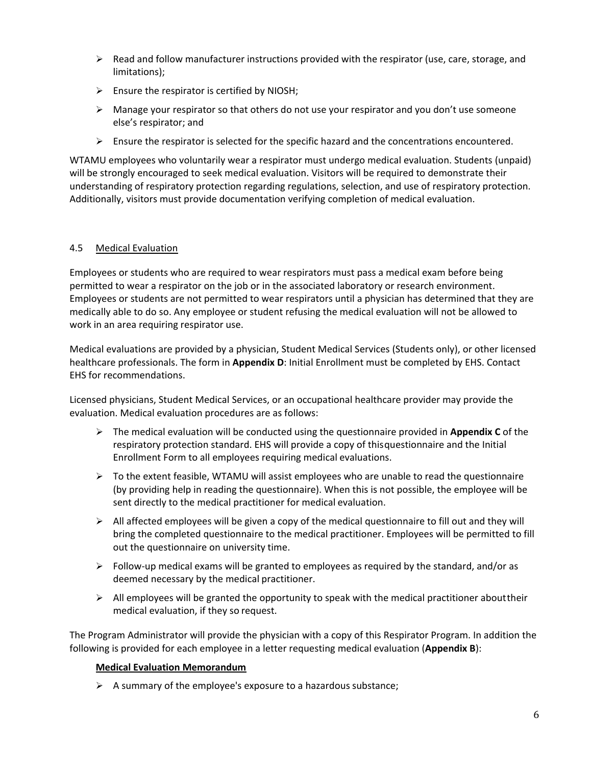- Read and follow manufacturer instructions provided with the respirator (use, care, storage, and limitations);
- Ensure the respirator is certified by NIOSH;
- Manage your respirator so that others do not use your respirator and you don't use someone else's respirator; and
- Ensure the respirator is selected for the specific hazard and the concentrations encountered.

WTAMU employees who voluntarily wear a respirator must undergo medical evaluation. Students (unpaid) will be strongly encouraged to seek medical evaluation. Visitors will be required to demonstrate their understanding of respiratory protection regarding regulations, selection, and use of respiratory protection. Additionally, visitors must provide documentation verifying completion of medical evaluation.

### 4.5 Medical Evaluation

Employees or students who are required to wear respirators must pass a medical exam before being permitted to wear a respirator on the job or in the associated laboratory or research environment. Employees or students are not permitted to wear respirators until a physician has determined that they are medically able to do so. Any employee or student refusing the medical evaluation will not be allowed to work in an area requiring respirator use.

Medical evaluations are provided by a physician, Student Medical Services (Students only), or other licensed healthcare professionals. The form in **Appendix D**: Initial Enrollment must be completed by EHS. Contact EHS for recommendations.

Licensed physicians, Student Medical Services, or an occupational healthcare provider may provide the evaluation. Medical evaluation procedures are as follows:

- The medical evaluation will be conducted using the questionnaire provided in **Appendix C** of the respiratory protection standard. EHS will provide a copy of this questionnaire and the Initial Enrollment Form to all employees requiring medical evaluations.
- To the extent feasible, WTAMU will assist employees who are unable to read the questionnaire (by providing help in reading the questionnaire). When this is not possible, the employee will be sent directly to the medical practitioner for medical evaluation.
- All affected employees will be given a copy of the medical questionnaire to fill out and they will bring the completed questionnaire to the medical practitioner. Employees will be permitted to fill out the questionnaire on university time.
- Follow-up medical exams will be granted to employees as required by the standard, and/or as deemed necessary by the medical practitioner.
- All employees will be granted the opportunity to speak with the medical practitioner about their medical evaluation, if they so request.

The Program Administrator will provide the physician with a copy of this Respirator Program. In addition the following is provided for each employee in a letter requesting medical evaluation (**Appendix B**):

**Medical Evaluation Memorandum**

- A summary of the employee's exposure to a hazardous substance;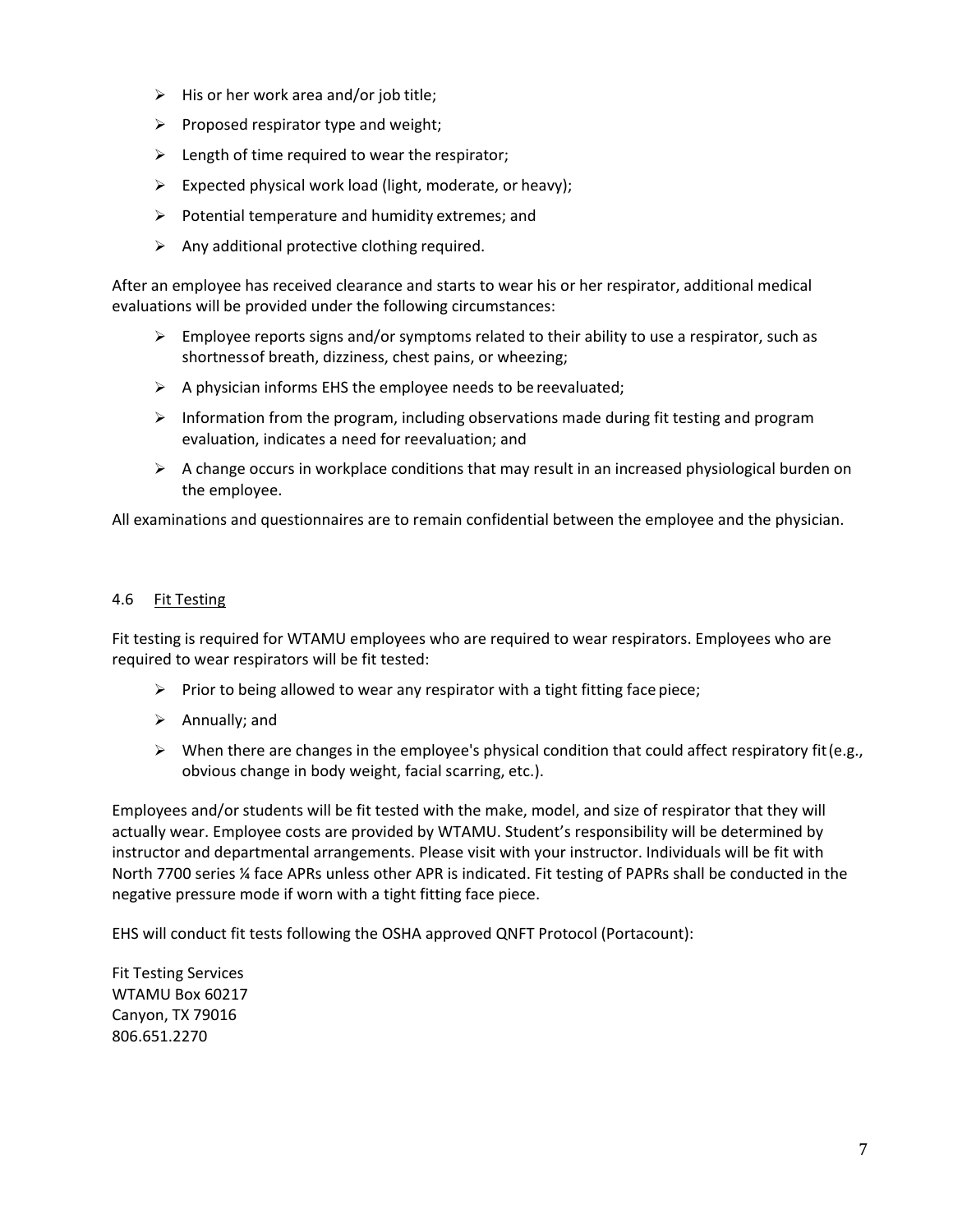- His or her work area and/or job title;
- Proposed respirator type and weight;
- Length of time required to wear the respirator;
- Expected physical work load (light, moderate, or heavy);
- Potential temperature and humidity extremes; and
- Any additional protective clothing required.

After an employee has received clearance and starts to wear his or her respirator, additional medical evaluations will be provided under the following circumstances:

- Employee reports signs and/or symptoms related to their ability to use a respirator, such as shortness of breath, dizziness, chest pains, or wheezing;
- A physician informs EHS the employee needs to be reevaluated;
- Information from the program, including observations made during fit testing and program evaluation, indicates a need for reevaluation; and
- A change occurs in workplace conditions that may result in an increased physiological burden on the employee.

All examinations and questionnaires are to remain confidential between the employee and the physician.

### 4.6 Fit Testing

Fit testing is required for WTAMU employees who are required to wear respirators. Employees who are required to wear respirators will be fit tested:

- Prior to being allowed to wear any respirator with a tight fitting face piece;
- Annually; and
- When there are changes in the employee's physical condition that could affect respiratory fit (e.g., obvious change in body weight, facial scarring, etc.).

Employees and/or students will be fit tested with the make, model, and size of respirator that they will actually wear. Employee costs are provided by WTAMU. Student's responsibility will be determined by instructor and departmental arrangements. Please visit with your instructor. Individuals will be fit with North 7700 series ¼ face APRs unless other APR is indicated. Fit testing of PAPRs shall be conducted in the negative pressure mode if worn with a tight fitting face piece.

EHS will conduct fit tests following the OSHA approved QNFT Protocol (Portacount):

Fit Testing Services
WTAMU Box 60217
Canyon, TX 79016
806.651.2270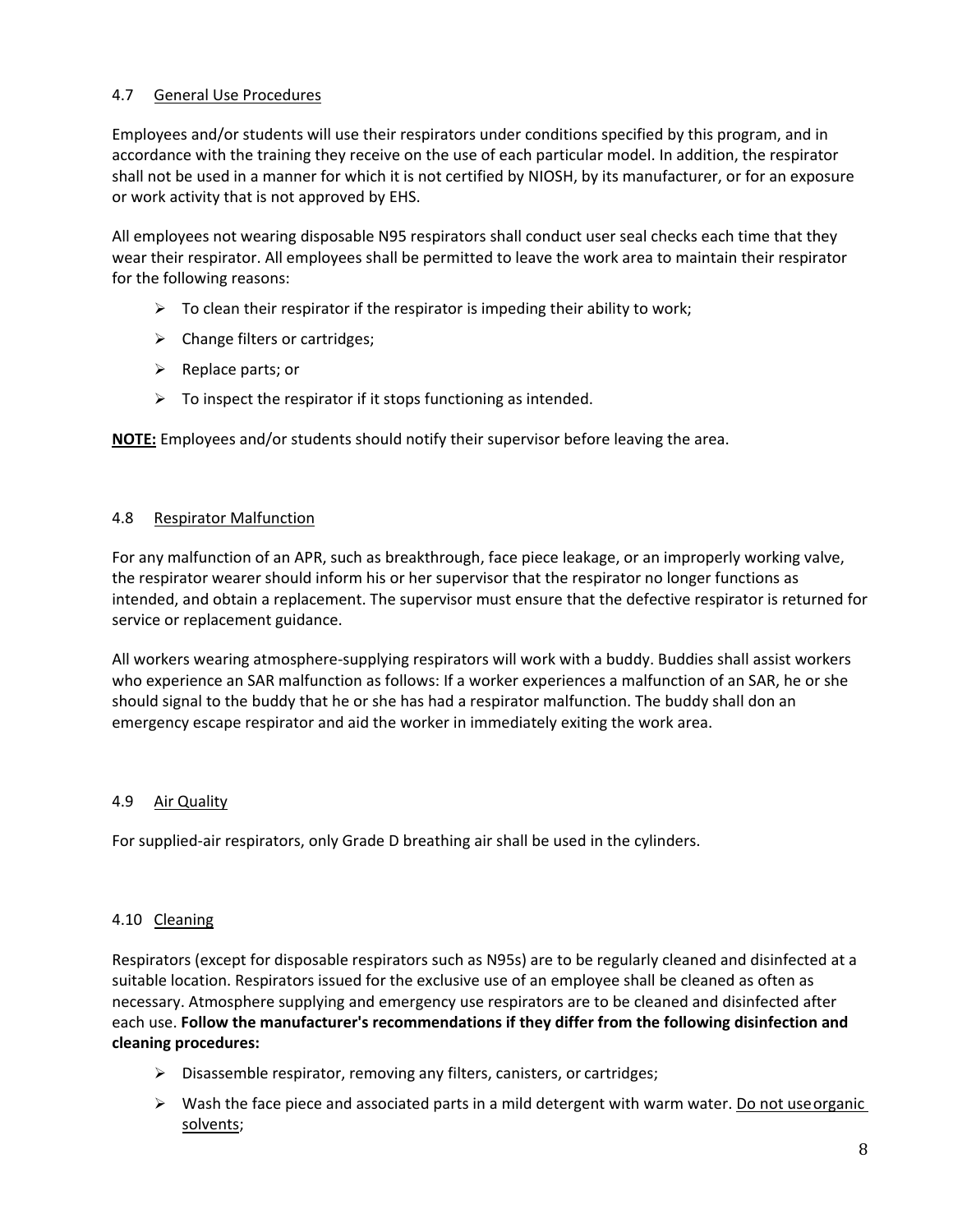### 4.7 <u>General Use Procedures</u>

Employees and/or students will use their respirators under conditions specified by this program, and in accordance with the training they receive on the use of each particular model. In addition, the respirator shall not be used in a manner for which it is not certified by NIOSH, by its manufacturer, or for an exposure or work activity that is not approved by EHS.

All employees not wearing disposable N95 respirators shall conduct user seal checks each time that they wear their respirator. All employees shall be permitted to leave the work area to maintain their respirator for the following reasons:

- To clean their respirator if the respirator is impeding their ability to work;
- Change filters or cartridges;
- Replace parts; or
- To inspect the respirator if it stops functioning as intended.

**<u>NOTE:</u>** Employees and/or students should notify their supervisor before leaving the area.

### 4.8 <u>Respirator Malfunction</u>

For any malfunction of an APR, such as breakthrough, face piece leakage, or an improperly working valve, the respirator wearer should inform his or her supervisor that the respirator no longer functions as intended, and obtain a replacement. The supervisor must ensure that the defective respirator is returned for service or replacement guidance.

All workers wearing atmosphere-supplying respirators will work with a buddy. Buddies shall assist workers who experience an SAR malfunction as follows: If a worker experiences a malfunction of an SAR, he or she should signal to the buddy that he or she has had a respirator malfunction. The buddy shall don an emergency escape respirator and aid the worker in immediately exiting the work area.

### 4.9 <u>Air Quality</u>

For supplied-air respirators, only Grade D breathing air shall be used in the cylinders.

### 4.10 <u>Cleaning</u>

Respirators (except for disposable respirators such as N95s) are to be regularly cleaned and disinfected at a suitable location. Respirators issued for the exclusive use of an employee shall be cleaned as often as necessary. Atmosphere supplying and emergency use respirators are to be cleaned and disinfected after each use. **Follow the manufacturer's recommendations if they differ from the following disinfection and cleaning procedures:**

- Disassemble respirator, removing any filters, canisters, or cartridges;
- Wash the face piece and associated parts in a mild detergent with warm water. <u>Do not use organic solvents</u>;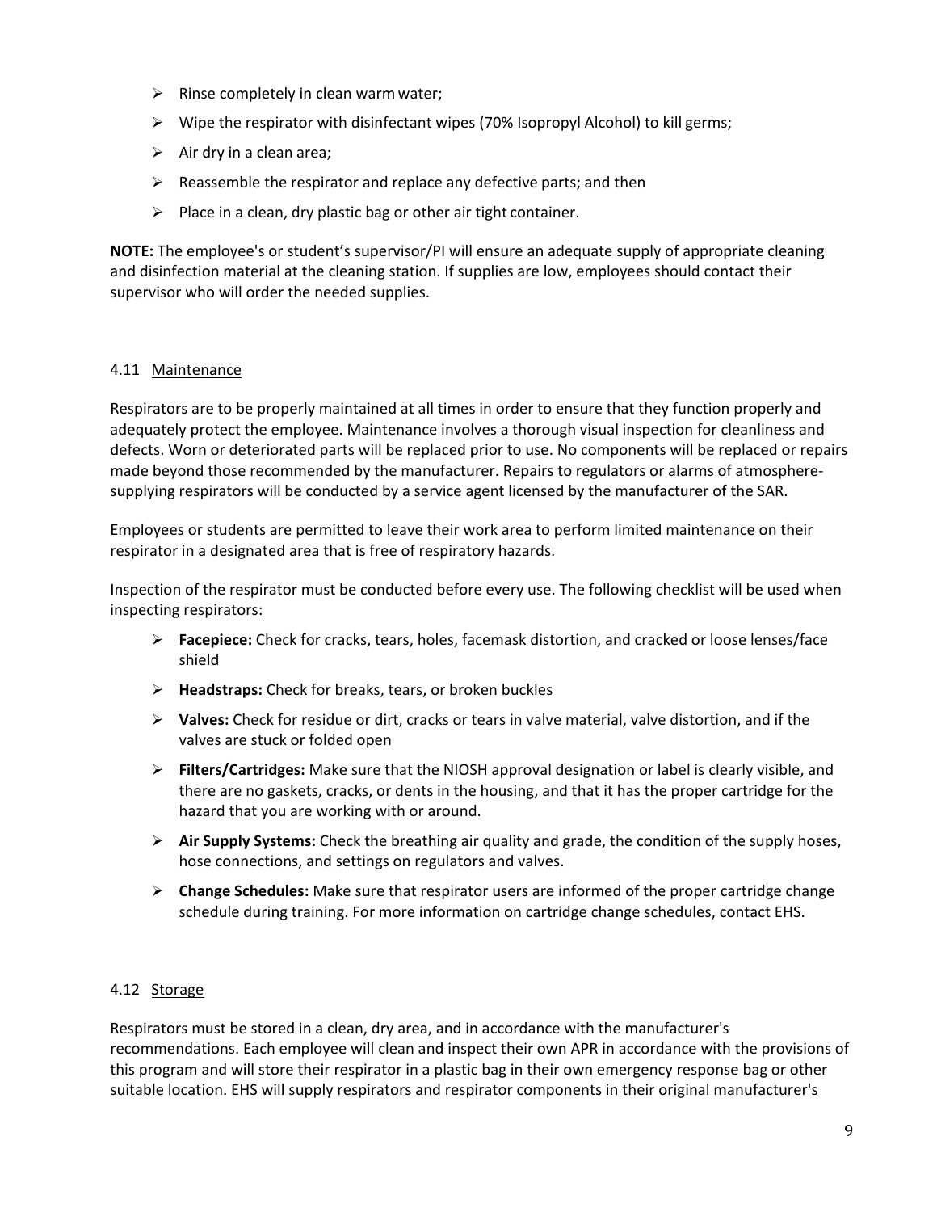- Rinse completely in clean warm water;
- Wipe the respirator with disinfectant wipes (70% Isopropyl Alcohol) to kill germs;
- Air dry in a clean area;
- Reassemble the respirator and replace any defective parts; and then
- Place in a clean, dry plastic bag or other air tight container.

**NOTE:** The employee's or student's supervisor/PI will ensure an adequate supply of appropriate cleaning and disinfection material at the cleaning station. If supplies are low, employees should contact their supervisor who will order the needed supplies.

### 4.11 Maintenance

Respirators are to be properly maintained at all times in order to ensure that they function properly and adequately protect the employee. Maintenance involves a thorough visual inspection for cleanliness and defects. Worn or deteriorated parts will be replaced prior to use. No components will be replaced or repairs made beyond those recommended by the manufacturer. Repairs to regulators or alarms of atmosphere-supplying respirators will be conducted by a service agent licensed by the manufacturer of the SAR.

Employees or students are permitted to leave their work area to perform limited maintenance on their respirator in a designated area that is free of respiratory hazards.

Inspection of the respirator must be conducted before every use. The following checklist will be used when inspecting respirators:

- **Facepiece:** Check for cracks, tears, holes, facemask distortion, and cracked or loose lenses/face shield
- **Headstraps:** Check for breaks, tears, or broken buckles
- **Valves:** Check for residue or dirt, cracks or tears in valve material, valve distortion, and if the valves are stuck or folded open
- **Filters/Cartridges:** Make sure that the NIOSH approval designation or label is clearly visible, and there are no gaskets, cracks, or dents in the housing, and that it has the proper cartridge for the hazard that you are working with or around.
- **Air Supply Systems:** Check the breathing air quality and grade, the condition of the supply hoses, hose connections, and settings on regulators and valves.
- **Change Schedules:** Make sure that respirator users are informed of the proper cartridge change schedule during training. For more information on cartridge change schedules, contact EHS.

### 4.12 Storage

Respirators must be stored in a clean, dry area, and in accordance with the manufacturer's recommendations. Each employee will clean and inspect their own APR in accordance with the provisions of this program and will store their respirator in a plastic bag in their own emergency response bag or other suitable location. EHS will supply respirators and respirator components in their original manufacturer's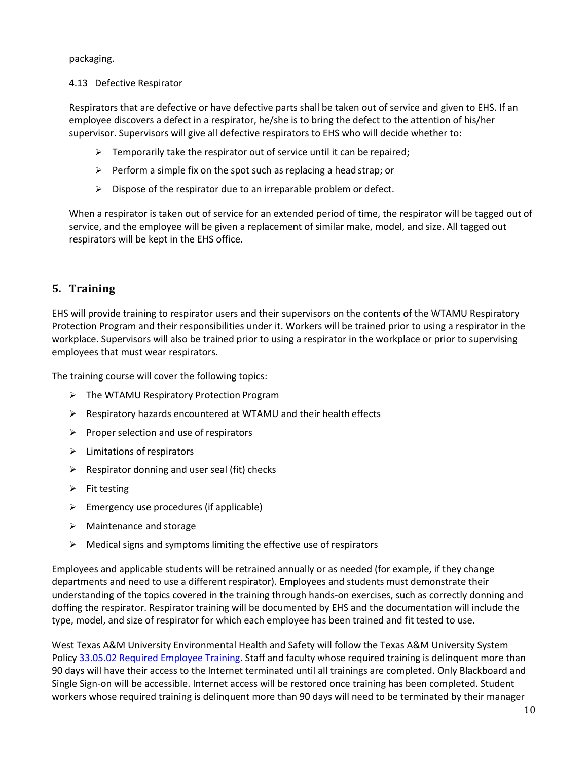packaging.

4.13 Defective Respirator

Respirators that are defective or have defective parts shall be taken out of service and given to EHS. If an employee discovers a defect in a respirator, he/she is to bring the defect to the attention of his/her supervisor. Supervisors will give all defective respirators to EHS who will decide whether to:

- Temporarily take the respirator out of service until it can be repaired;
- Perform a simple fix on the spot such as replacing a head strap; or
- Dispose of the respirator due to an irreparable problem or defect.

When a respirator is taken out of service for an extended period of time, the respirator will be tagged out of service, and the employee will be given a replacement of similar make, model, and size. All tagged out respirators will be kept in the EHS office.

## 5. Training

EHS will provide training to respirator users and their supervisors on the contents of the WTAMU Respiratory Protection Program and their responsibilities under it. Workers will be trained prior to using a respirator in the workplace. Supervisors will also be trained prior to using a respirator in the workplace or prior to supervising employees that must wear respirators.

The training course will cover the following topics:

- The WTAMU Respiratory Protection Program
- Respiratory hazards encountered at WTAMU and their health effects
- Proper selection and use of respirators
- Limitations of respirators
- Respirator donning and user seal (fit) checks
- Fit testing
- Emergency use procedures (if applicable)
- Maintenance and storage
- Medical signs and symptoms limiting the effective use of respirators

Employees and applicable students will be retrained annually or as needed (for example, if they change departments and need to use a different respirator). Employees and students must demonstrate their understanding of the topics covered in the training through hands-on exercises, such as correctly donning and doffing the respirator. Respirator training will be documented by EHS and the documentation will include the type, model, and size of respirator for which each employee has been trained and fit tested to use.

West Texas A&M University Environmental Health and Safety will follow the Texas A&M University System Policy 33.05.02 Required Employee Training. Staff and faculty whose required training is delinquent more than 90 days will have their access to the Internet terminated until all trainings are completed. Only Blackboard and Single Sign-on will be accessible. Internet access will be restored once training has been completed. Student workers whose required training is delinquent more than 90 days will need to be terminated by their manager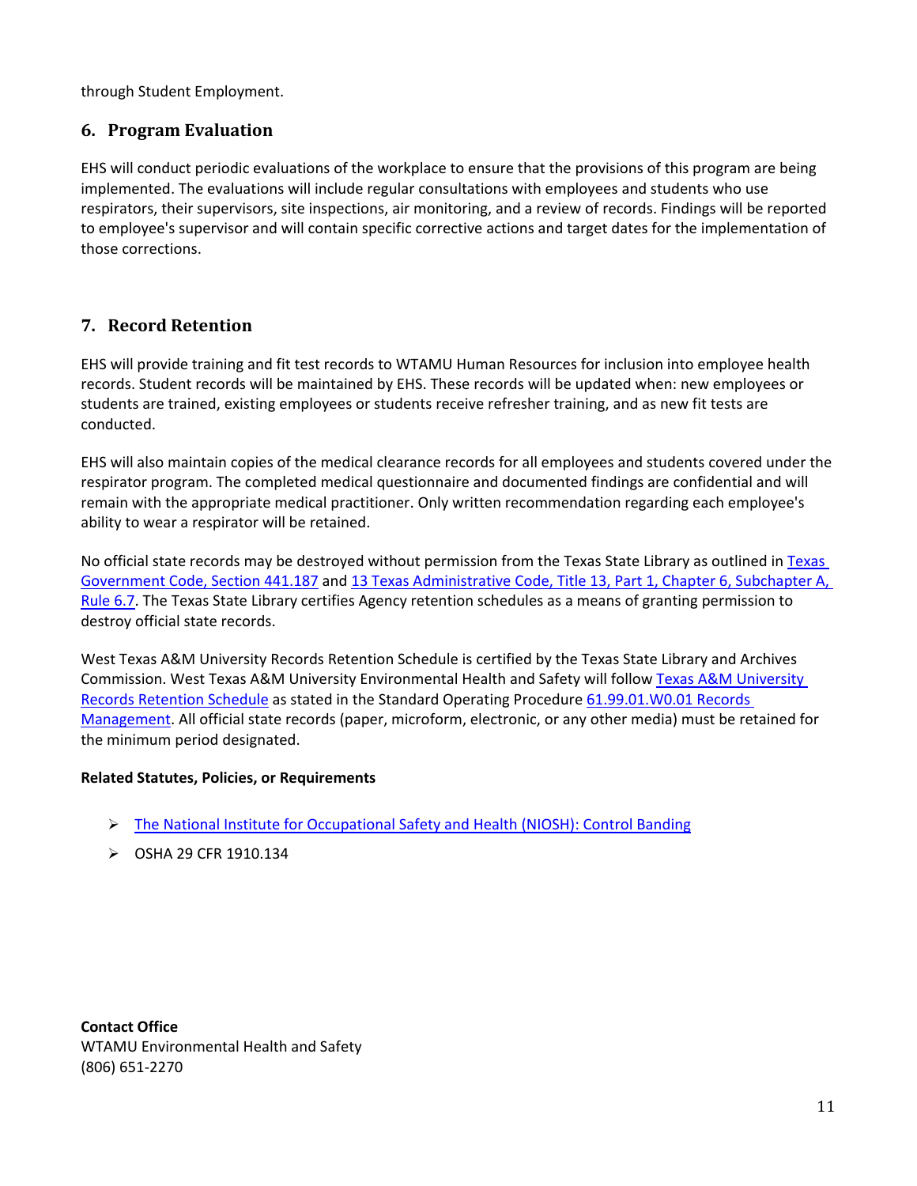through Student Employment.

## 6. Program Evaluation

EHS will conduct periodic evaluations of the workplace to ensure that the provisions of this program are being implemented. The evaluations will include regular consultations with employees and students who use respirators, their supervisors, site inspections, air monitoring, and a review of records. Findings will be reported to employee's supervisor and will contain specific corrective actions and target dates for the implementation of those corrections.

## 7. Record Retention

EHS will provide training and fit test records to WTAMU Human Resources for inclusion into employee health records. Student records will be maintained by EHS. These records will be updated when: new employees or students are trained, existing employees or students receive refresher training, and as new fit tests are conducted.

EHS will also maintain copies of the medical clearance records for all employees and students covered under the respirator program. The completed medical questionnaire and documented findings are confidential and will remain with the appropriate medical practitioner. Only written recommendation regarding each employee's ability to wear a respirator will be retained.

No official state records may be destroyed without permission from the Texas State Library as outlined in Texas Government Code, Section 441.187 and 13 Texas Administrative Code, Title 13, Part 1, Chapter 6, Subchapter A, Rule 6.7. The Texas State Library certifies Agency retention schedules as a means of granting permission to destroy official state records.

West Texas A&M University Records Retention Schedule is certified by the Texas State Library and Archives Commission. West Texas A&M University Environmental Health and Safety will follow Texas A&M University Records Retention Schedule as stated in the Standard Operating Procedure 61.99.01.W0.01 Records Management. All official state records (paper, microform, electronic, or any other media) must be retained for the minimum period designated.

**Related Statutes, Policies, or Requirements**

- The National Institute for Occupational Safety and Health (NIOSH): Control Banding
- OSHA 29 CFR 1910.134

**Contact Office**
WTAMU Environmental Health and Safety
(806) 651-2270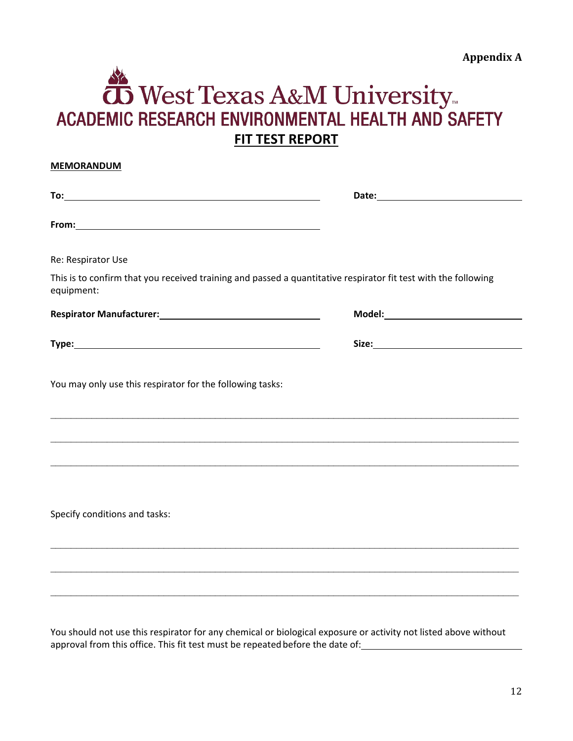**Appendix A**

# West Texas A&M University

## ACADEMIC RESEARCH ENVIRONMENTAL HEALTH AND SAFETY

## FIT TEST REPORT

**MEMORANDUM**

**To:**\_\_\_\_\_\_\_\_\_\_\_\_\_\_\_\_\_\_\_\_\_\_\_\_\_\_\_\_\_\_\_\_\_\_\_\_\_\_\_\_ **Date:**\_\_\_\_\_\_\_\_\_\_\_\_\_\_\_\_\_\_\_\_\_\_\_\_

**From:**\_\_\_\_\_\_\_\_\_\_\_\_\_\_\_\_\_\_\_\_\_\_\_\_\_\_\_\_\_\_\_\_\_\_\_\_\_\_\_\_

Re: Respirator Use

This is to confirm that you received training and passed a quantitative respirator fit test with the following equipment:

**Respirator Manufacturer:**\_\_\_\_\_\_\_\_\_\_\_\_\_\_\_\_\_\_\_\_\_\_\_\_\_\_ **Model:**\_\_\_\_\_\_\_\_\_\_\_\_\_\_\_\_\_\_\_\_\_\_\_\_

**Type:**\_\_\_\_\_\_\_\_\_\_\_\_\_\_\_\_\_\_\_\_\_\_\_\_\_\_\_\_\_\_\_\_\_\_\_\_\_\_\_\_ **Size:**\_\_\_\_\_\_\_\_\_\_\_\_\_\_\_\_\_\_\_\_\_\_\_\_

You may only use this respirator for the following tasks:

\_\_\_\_\_\_\_\_\_\_\_\_\_\_\_\_\_\_\_\_\_\_\_\_\_\_\_\_\_\_\_\_\_\_\_\_\_\_\_\_\_\_\_\_\_\_\_\_\_\_\_\_\_\_\_\_\_\_\_\_\_\_\_\_\_\_\_\_\_\_\_\_\_\_\_\_\_\_

\_\_\_\_\_\_\_\_\_\_\_\_\_\_\_\_\_\_\_\_\_\_\_\_\_\_\_\_\_\_\_\_\_\_\_\_\_\_\_\_\_\_\_\_\_\_\_\_\_\_\_\_\_\_\_\_\_\_\_\_\_\_\_\_\_\_\_\_\_\_\_\_\_\_\_\_\_\_

\_\_\_\_\_\_\_\_\_\_\_\_\_\_\_\_\_\_\_\_\_\_\_\_\_\_\_\_\_\_\_\_\_\_\_\_\_\_\_\_\_\_\_\_\_\_\_\_\_\_\_\_\_\_\_\_\_\_\_\_\_\_\_\_\_\_\_\_\_\_\_\_\_\_\_\_\_\_

Specify conditions and tasks:

\_\_\_\_\_\_\_\_\_\_\_\_\_\_\_\_\_\_\_\_\_\_\_\_\_\_\_\_\_\_\_\_\_\_\_\_\_\_\_\_\_\_\_\_\_\_\_\_\_\_\_\_\_\_\_\_\_\_\_\_\_\_\_\_\_\_\_\_\_\_\_\_\_\_\_\_\_\_

\_\_\_\_\_\_\_\_\_\_\_\_\_\_\_\_\_\_\_\_\_\_\_\_\_\_\_\_\_\_\_\_\_\_\_\_\_\_\_\_\_\_\_\_\_\_\_\_\_\_\_\_\_\_\_\_\_\_\_\_\_\_\_\_\_\_\_\_\_\_\_\_\_\_\_\_\_\_

\_\_\_\_\_\_\_\_\_\_\_\_\_\_\_\_\_\_\_\_\_\_\_\_\_\_\_\_\_\_\_\_\_\_\_\_\_\_\_\_\_\_\_\_\_\_\_\_\_\_\_\_\_\_\_\_\_\_\_\_\_\_\_\_\_\_\_\_\_\_\_\_\_\_\_\_\_\_

You should not use this respirator for any chemical or biological exposure or activity not listed above without approval from this office. This fit test must be repeated before the date of:\_\_\_\_\_\_\_\_\_\_\_\_\_\_\_\_\_\_\_\_\_\_\_\_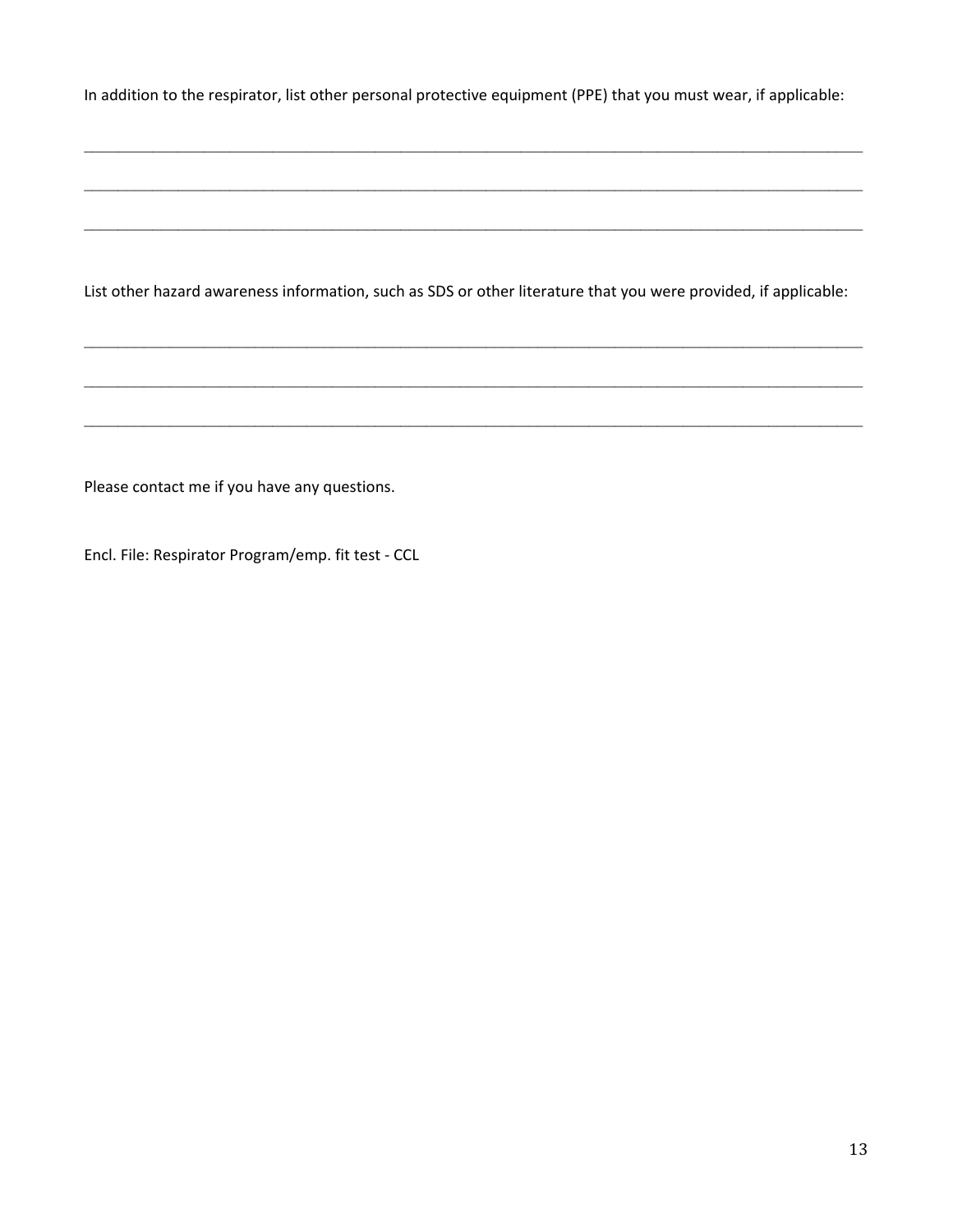In addition to the respirator, list other personal protective equipment (PPE) that you must wear, if applicable:

_______________________________________________________________________________________________

_______________________________________________________________________________________________

_______________________________________________________________________________________________

List other hazard awareness information, such as SDS or other literature that you were provided, if applicable:

_______________________________________________________________________________________________

_______________________________________________________________________________________________

_______________________________________________________________________________________________

Please contact me if you have any questions.

Encl. File: Respirator Program/emp. fit test - CCL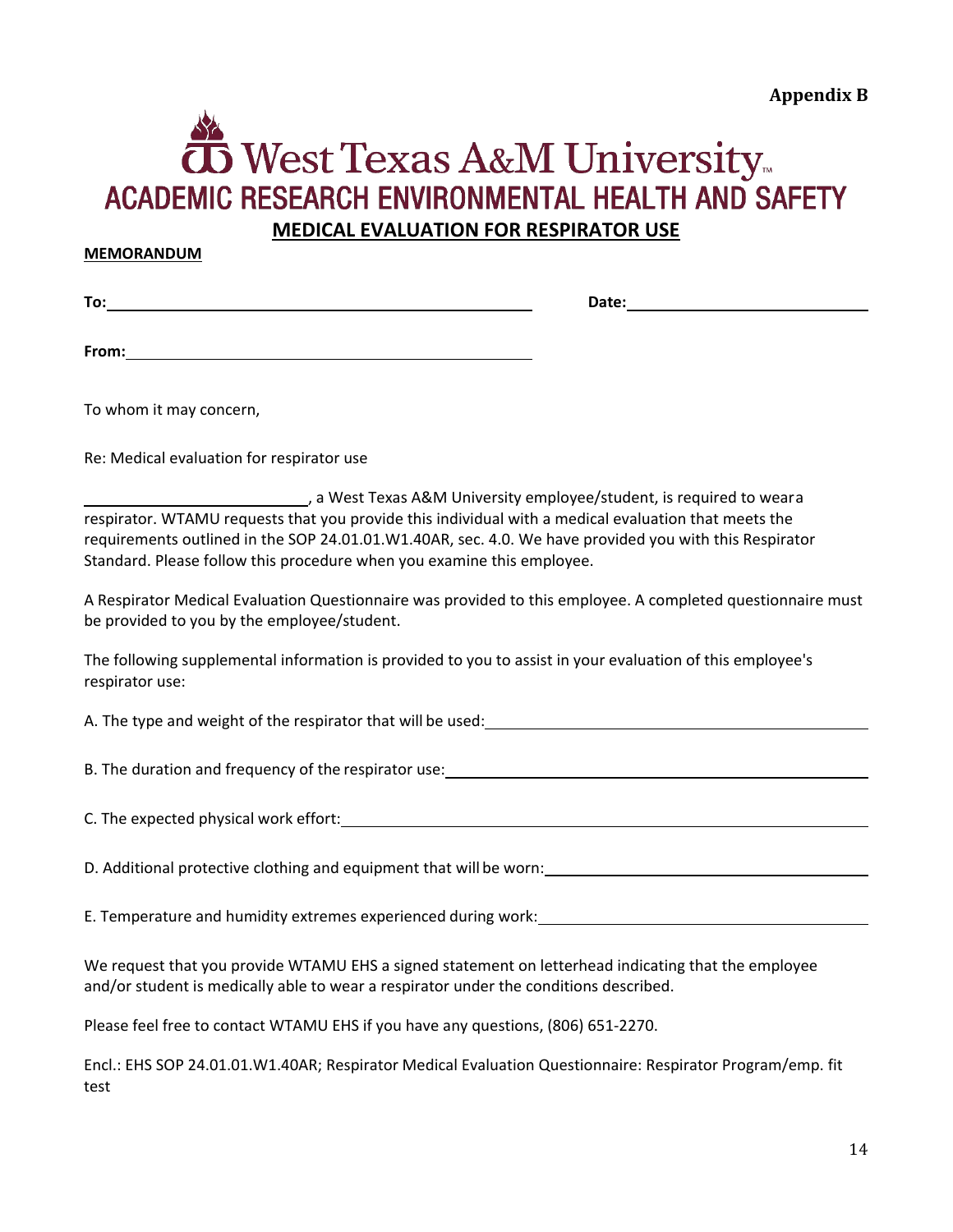**Appendix B**

# West Texas A&M University

## ACADEMIC RESEARCH ENVIRONMENTAL HEALTH AND SAFETY

### MEDICAL EVALUATION FOR RESPIRATOR USE

**MEMORANDUM**

**To:** ______________________________ **Date:** ____________________

**From:** ______________________________

To whom it may concern,

Re: Medical evaluation for respirator use

____________________, a West Texas A&M University employee/student, is required to wear a respirator. WTAMU requests that you provide this individual with a medical evaluation that meets the requirements outlined in the SOP 24.01.01.W1.40AR, sec. 4.0. We have provided you with this Respirator Standard. Please follow this procedure when you examine this employee.

A Respirator Medical Evaluation Questionnaire was provided to this employee. A completed questionnaire must be provided to you by the employee/student.

The following supplemental information is provided to you to assist in your evaluation of this employee's respirator use:

A. The type and weight of the respirator that will be used: ______________________________

B. The duration and frequency of the respirator use: ______________________________

C. The expected physical work effort: ______________________________

D. Additional protective clothing and equipment that will be worn: ______________________________

E. Temperature and humidity extremes experienced during work: ______________________________

We request that you provide WTAMU EHS a signed statement on letterhead indicating that the employee and/or student is medically able to wear a respirator under the conditions described.

Please feel free to contact WTAMU EHS if you have any questions, (806) 651-2270.

Encl.: EHS SOP 24.01.01.W1.40AR; Respirator Medical Evaluation Questionnaire: Respirator Program/emp. fit test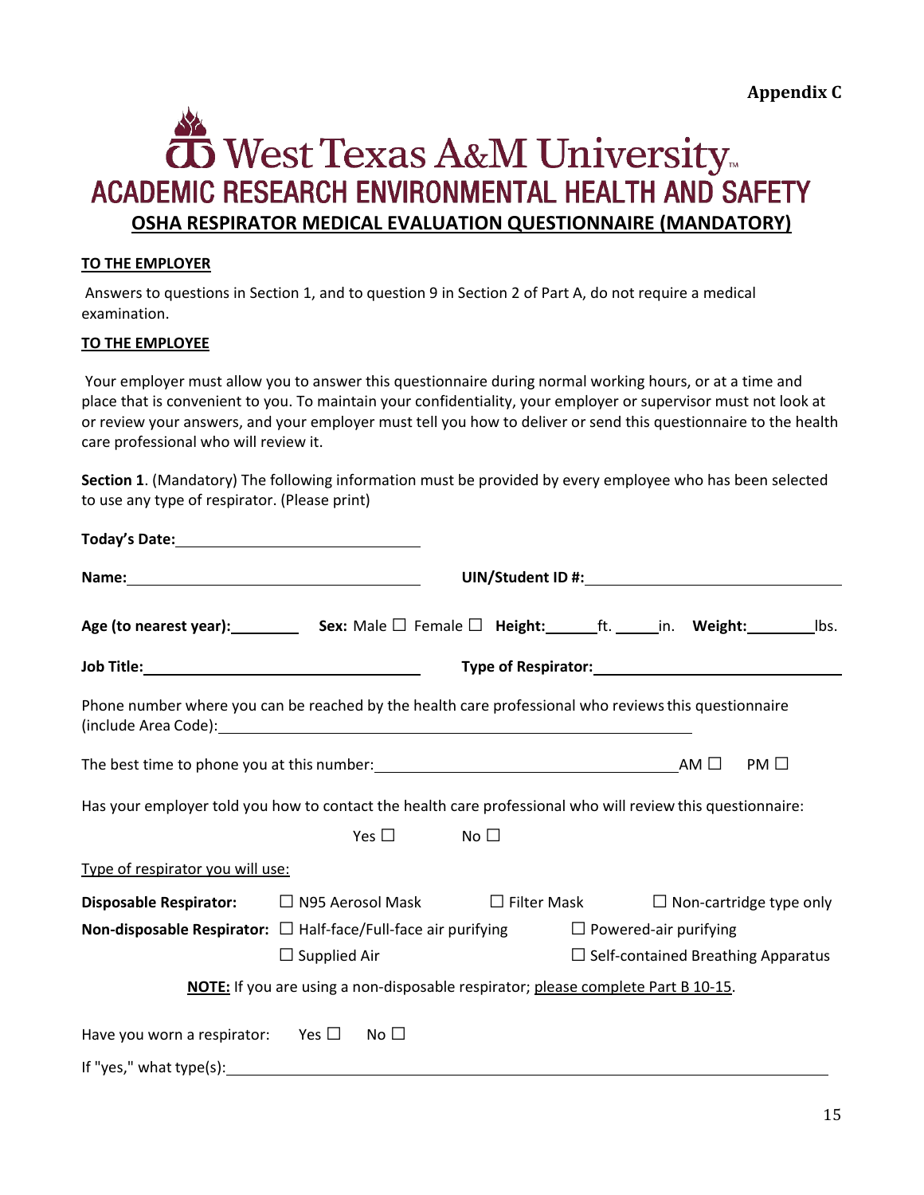**Appendix C**

# West Texas A&M University

## ACADEMIC RESEARCH ENVIRONMENTAL HEALTH AND SAFETY

### OSHA RESPIRATOR MEDICAL EVALUATION QUESTIONNAIRE (MANDATORY)

**TO THE EMPLOYER**

Answers to questions in Section 1, and to question 9 in Section 2 of Part A, do not require a medical examination.

**TO THE EMPLOYEE**

Your employer must allow you to answer this questionnaire during normal working hours, or at a time and place that is convenient to you. To maintain your confidentiality, your employer or supervisor must not look at or review your answers, and your employer must tell you how to deliver or send this questionnaire to the health care professional who will review it.

**Section 1**. (Mandatory) The following information must be provided by every employee who has been selected to use any type of respirator. (Please print)

**Today's Date:** ____________________

**Name:** ____________________ **UIN/Student ID #:** ____________________

**Age (to nearest year):** ________ **Sex:** Male ☐ Female ☐ **Height:** ______ft. _____in. **Weight:** ________lbs.

**Job Title:** ____________________ **Type of Respirator:** ____________________

Phone number where you can be reached by the health care professional who reviews this questionnaire (include Area Code): ____________________

The best time to phone you at this number: ____________________ AM ☐ PM ☐

Has your employer told you how to contact the health care professional who will review this questionnaire:

Yes ☐ No ☐

Type of respirator you will use:

**Disposable Respirator:** ☐ N95 Aerosol Mask ☐ Filter Mask ☐ Non-cartridge type only

**Non-disposable Respirator:** ☐ Half-face/Full-face air purifying ☐ Powered-air purifying

☐ Supplied Air ☐ Self-contained Breathing Apparatus

**NOTE:** If you are using a non-disposable respirator; please complete Part B 10-15.

Have you worn a respirator: Yes ☐ No ☐

If "yes," what type(s): ____________________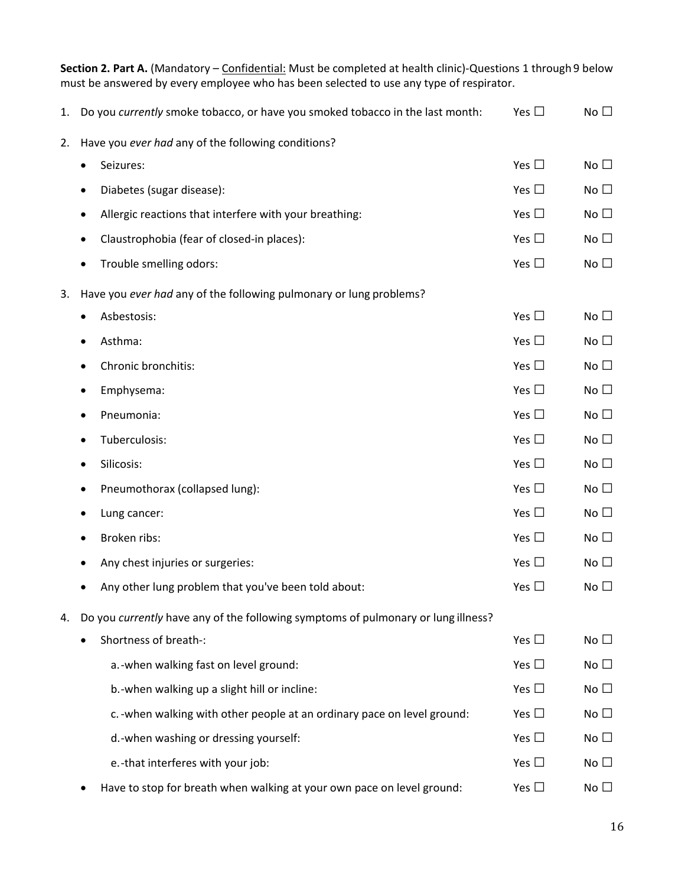**Section 2. Part A.** (Mandatory – Confidential: Must be completed at health clinic)-Questions 1 through 9 below must be answered by every employee who has been selected to use any type of respirator.

1. Do you *currently* smoke tobacco, or have you smoked tobacco in the last month: Yes ☐ No ☐

2. Have you *ever had* any of the following conditions?
   - Seizures: Yes ☐ No ☐
   - Diabetes (sugar disease): Yes ☐ No ☐
   - Allergic reactions that interfere with your breathing: Yes ☐ No ☐
   - Claustrophobia (fear of closed-in places): Yes ☐ No ☐
   - Trouble smelling odors: Yes ☐ No ☐

3. Have you *ever had* any of the following pulmonary or lung problems?
   - Asbestosis: Yes ☐ No ☐
   - Asthma: Yes ☐ No ☐
   - Chronic bronchitis: Yes ☐ No ☐
   - Emphysema: Yes ☐ No ☐
   - Pneumonia: Yes ☐ No ☐
   - Tuberculosis: Yes ☐ No ☐
   - Silicosis: Yes ☐ No ☐
   - Pneumothorax (collapsed lung): Yes ☐ No ☐
   - Lung cancer: Yes ☐ No ☐
   - Broken ribs: Yes ☐ No ☐
   - Any chest injuries or surgeries: Yes ☐ No ☐
   - Any other lung problem that you've been told about: Yes ☐ No ☐

4. Do you *currently* have any of the following symptoms of pulmonary or lung illness?
   - Shortness of breath-: Yes ☐ No ☐
     - a. -when walking fast on level ground: Yes ☐ No ☐
     - b. -when walking up a slight hill or incline: Yes ☐ No ☐
     - c. -when walking with other people at an ordinary pace on level ground: Yes ☐ No ☐
     - d. -when washing or dressing yourself: Yes ☐ No ☐
     - e. -that interferes with your job: Yes ☐ No ☐
   - Have to stop for breath when walking at your own pace on level ground: Yes ☐ No ☐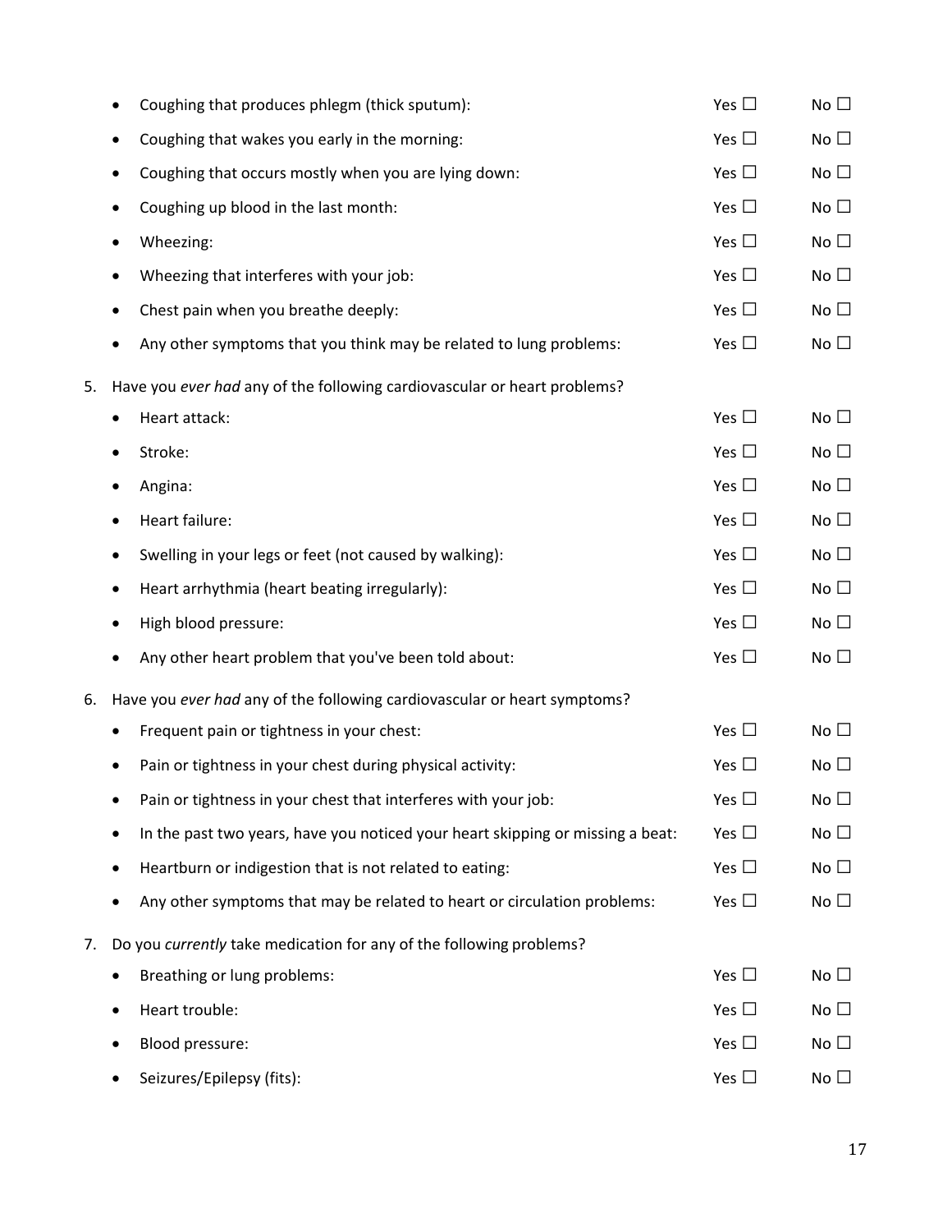- Coughing that produces phlegm (thick sputum): Yes ☐ No ☐
- Coughing that wakes you early in the morning: Yes ☐ No ☐
- Coughing that occurs mostly when you are lying down: Yes ☐ No ☐
- Coughing up blood in the last month: Yes ☐ No ☐
- Wheezing: Yes ☐ No ☐
- Wheezing that interferes with your job: Yes ☐ No ☐
- Chest pain when you breathe deeply: Yes ☐ No ☐
- Any other symptoms that you think may be related to lung problems: Yes ☐ No ☐

5. Have you *ever had* any of the following cardiovascular or heart problems?
   - Heart attack: Yes ☐ No ☐
   - Stroke: Yes ☐ No ☐
   - Angina: Yes ☐ No ☐
   - Heart failure: Yes ☐ No ☐
   - Swelling in your legs or feet (not caused by walking): Yes ☐ No ☐
   - Heart arrhythmia (heart beating irregularly): Yes ☐ No ☐
   - High blood pressure: Yes ☐ No ☐
   - Any other heart problem that you've been told about: Yes ☐ No ☐

6. Have you *ever had* any of the following cardiovascular or heart symptoms?
   - Frequent pain or tightness in your chest: Yes ☐ No ☐
   - Pain or tightness in your chest during physical activity: Yes ☐ No ☐
   - Pain or tightness in your chest that interferes with your job: Yes ☐ No ☐
   - In the past two years, have you noticed your heart skipping or missing a beat: Yes ☐ No ☐
   - Heartburn or indigestion that is not related to eating: Yes ☐ No ☐
   - Any other symptoms that may be related to heart or circulation problems: Yes ☐ No ☐

7. Do you *currently* take medication for any of the following problems?
   - Breathing or lung problems: Yes ☐ No ☐
   - Heart trouble: Yes ☐ No ☐
   - Blood pressure: Yes ☐ No ☐
   - Seizures/Epilepsy (fits): Yes ☐ No ☐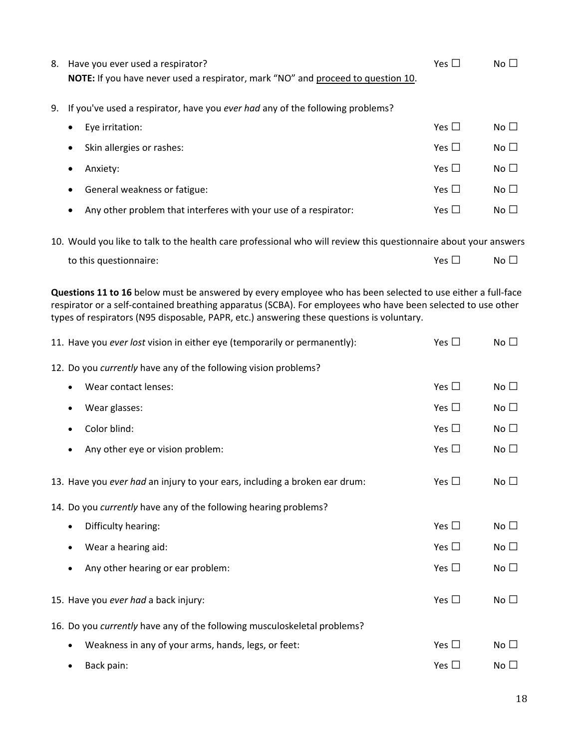8. Have you ever used a respirator? Yes ☐ No ☐

   **NOTE:** If you have never used a respirator, mark "NO" and <u>proceed to question 10</u>.

9. If you've used a respirator, have you *ever had* any of the following problems?
   - Eye irritation: Yes ☐ No ☐
   - Skin allergies or rashes: Yes ☐ No ☐
   - Anxiety: Yes ☐ No ☐
   - General weakness or fatigue: Yes ☐ No ☐
   - Any other problem that interferes with your use of a respirator: Yes ☐ No ☐

10. Would you like to talk to the health care professional who will review this questionnaire about your answers to this questionnaire: Yes ☐ No ☐

**Questions 11 to 16** below must be answered by every employee who has been selected to use either a full-face respirator or a self-contained breathing apparatus (SCBA). For employees who have been selected to use other types of respirators (N95 disposable, PAPR, etc.) answering these questions is voluntary.

11. Have you *ever lost* vision in either eye (temporarily or permanently): Yes ☐ No ☐

12. Do you *currently* have any of the following vision problems?
    - Wear contact lenses: Yes ☐ No ☐
    - Wear glasses: Yes ☐ No ☐
    - Color blind: Yes ☐ No ☐
    - Any other eye or vision problem: Yes ☐ No ☐

13. Have you *ever had* an injury to your ears, including a broken ear drum: Yes ☐ No ☐

14. Do you *currently* have any of the following hearing problems?
    - Difficulty hearing: Yes ☐ No ☐
    - Wear a hearing aid: Yes ☐ No ☐
    - Any other hearing or ear problem: Yes ☐ No ☐

15. Have you *ever had* a back injury: Yes ☐ No ☐

16. Do you *currently* have any of the following musculoskeletal problems?
    - Weakness in any of your arms, hands, legs, or feet: Yes ☐ No ☐
    - Back pain: Yes ☐ No ☐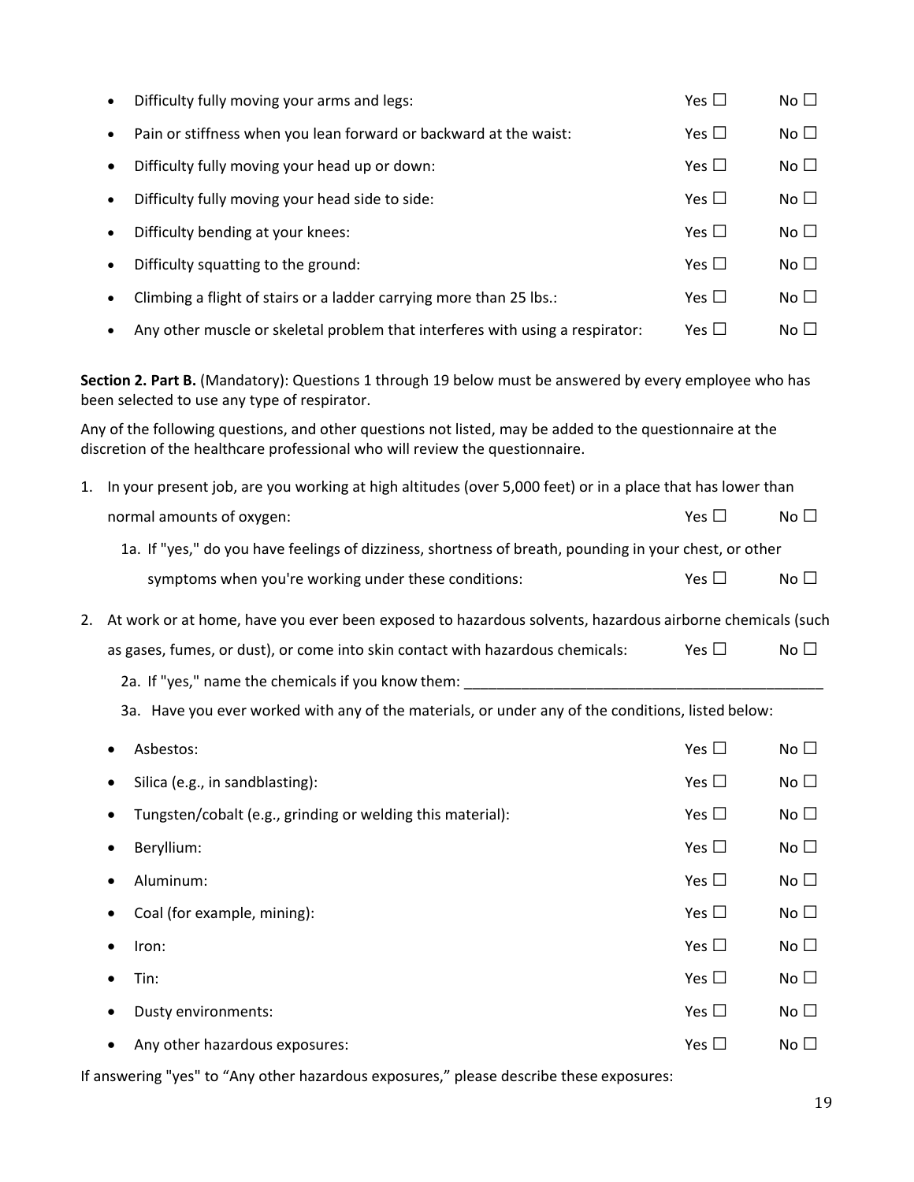- Difficulty fully moving your arms and legs: Yes ☐ No ☐
- Pain or stiffness when you lean forward or backward at the waist: Yes ☐ No ☐
- Difficulty fully moving your head up or down: Yes ☐ No ☐
- Difficulty fully moving your head side to side: Yes ☐ No ☐
- Difficulty bending at your knees: Yes ☐ No ☐
- Difficulty squatting to the ground: Yes ☐ No ☐
- Climbing a flight of stairs or a ladder carrying more than 25 lbs.: Yes ☐ No ☐
- Any other muscle or skeletal problem that interferes with using a respirator: Yes ☐ No ☐

**Section 2. Part B.** (Mandatory): Questions 1 through 19 below must be answered by every employee who has been selected to use any type of respirator.

Any of the following questions, and other questions not listed, may be added to the questionnaire at the discretion of the healthcare professional who will review the questionnaire.

1. In your present job, are you working at high altitudes (over 5,000 feet) or in a place that has lower than normal amounts of oxygen: Yes ☐ No ☐

   1a. If "yes," do you have feelings of dizziness, shortness of breath, pounding in your chest, or other symptoms when you're working under these conditions: Yes ☐ No ☐

2. At work or at home, have you ever been exposed to hazardous solvents, hazardous airborne chemicals (such as gases, fumes, or dust), or come into skin contact with hazardous chemicals: Yes ☐ No ☐

   2a. If "yes," name the chemicals if you know them: ____________________________________________

   3a. Have you ever worked with any of the materials, or under any of the conditions, listed below:

- Asbestos: Yes ☐ No ☐
- Silica (e.g., in sandblasting): Yes ☐ No ☐
- Tungsten/cobalt (e.g., grinding or welding this material): Yes ☐ No ☐
- Beryllium: Yes ☐ No ☐
- Aluminum: Yes ☐ No ☐
- Coal (for example, mining): Yes ☐ No ☐
- Iron: Yes ☐ No ☐
- Tin: Yes ☐ No ☐
- Dusty environments: Yes ☐ No ☐
- Any other hazardous exposures: Yes ☐ No ☐

If answering "yes" to "Any other hazardous exposures," please describe these exposures: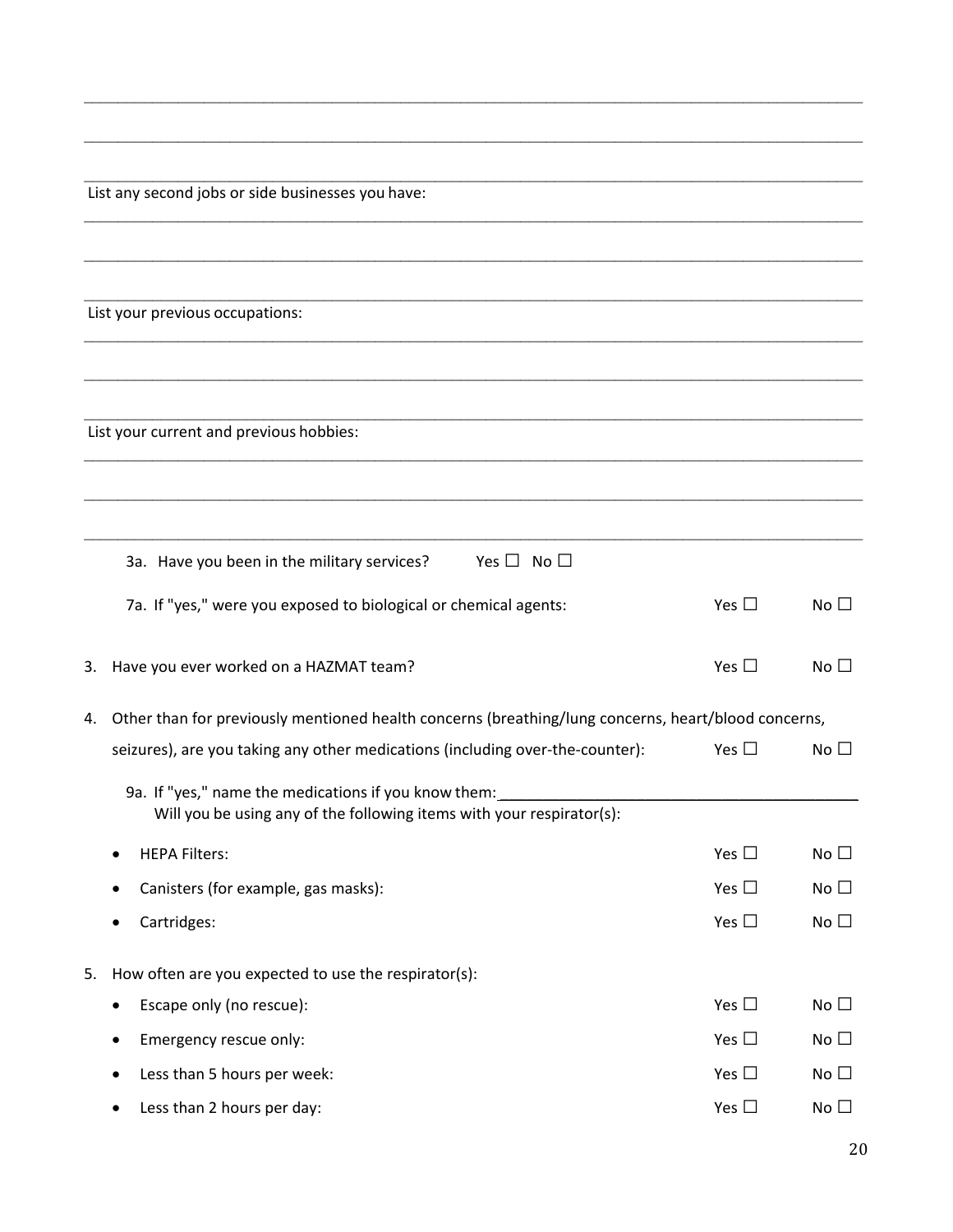_______________________________________________________________________________

_______________________________________________________________________________

_______________________________________________________________________________

List any second jobs or side businesses you have:

_______________________________________________________________________________

_______________________________________________________________________________

_______________________________________________________________________________

List your previous occupations:

_______________________________________________________________________________

_______________________________________________________________________________

_______________________________________________________________________________

List your current and previous hobbies:

_______________________________________________________________________________

_______________________________________________________________________________

_______________________________________________________________________________

3a. Have you been in the military services? Yes ☐ No ☐

7a. If "yes," were you exposed to biological or chemical agents: Yes ☐ No ☐

3. Have you ever worked on a HAZMAT team? Yes ☐ No ☐

4. Other than for previously mentioned health concerns (breathing/lung concerns, heart/blood concerns, seizures), are you taking any other medications (including over-the-counter): Yes ☐ No ☐

   9a. If "yes," name the medications if you know them: _______________________________
   Will you be using any of the following items with your respirator(s):

   - HEPA Filters: Yes ☐ No ☐
   - Canisters (for example, gas masks): Yes ☐ No ☐
   - Cartridges: Yes ☐ No ☐

5. How often are you expected to use the respirator(s):

   - Escape only (no rescue): Yes ☐ No ☐
   - Emergency rescue only: Yes ☐ No ☐
   - Less than 5 hours per week: Yes ☐ No ☐
   - Less than 2 hours per day: Yes ☐ No ☐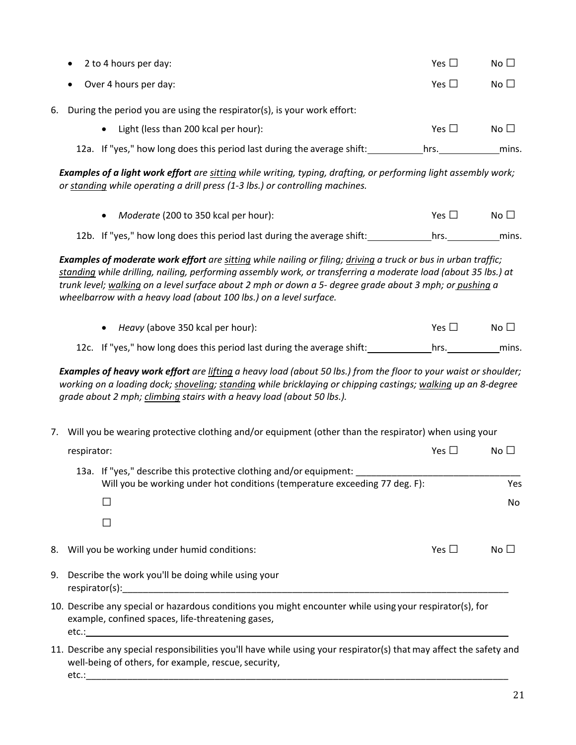- 2 to 4 hours per day: Yes ☐ No ☐
- Over 4 hours per day: Yes ☐ No ☐

6. During the period you are using the respirator(s), is your work effort:

   - Light (less than 200 kcal per hour): Yes ☐ No ☐

   12a. If "yes," how long does this period last during the average shift: ___________hrs. ___________mins.

   ***Examples of a light work effort** are <u>sitting</u> while writing, typing, drafting, or performing light assembly work; or <u>standing</u> while operating a drill press (1-3 lbs.) or controlling machines.*

   - *Moderate* (200 to 350 kcal per hour): Yes ☐ No ☐

   12b. If "yes," how long does this period last during the average shift: ___________hrs. ___________mins.

   ***Examples of moderate work effort** are <u>sitting</u> while nailing or filing; <u>driving</u> a truck or bus in urban traffic; <u>standing</u> while drilling, nailing, performing assembly work, or transferring a moderate load (about 35 lbs.) at trunk level; <u>walking</u> on a level surface about 2 mph or down a 5- degree grade about 3 mph; or <u>pushing</u> a wheelbarrow with a heavy load (about 100 lbs.) on a level surface.*

   - *Heavy* (above 350 kcal per hour): Yes ☐ No ☐

   12c. If "yes," how long does this period last during the average shift: ___________hrs. ___________mins.

   ***Examples of heavy work effort** are <u>lifting</u> a heavy load (about 50 lbs.) from the floor to your waist or shoulder; working on a loading dock; <u>shoveling</u>; <u>standing</u> while bricklaying or chipping castings; <u>walking</u> up an 8-degree grade about 2 mph; <u>climbing</u> stairs with a heavy load (about 50 lbs.).*

7. Will you be wearing protective clothing and/or equipment (other than the respirator) when using your respirator: Yes ☐ No ☐

   13a. If "yes," describe this protective clothing and/or equipment: _______________________________
   Will you be working under hot conditions (temperature exceeding 77 deg. F): Yes ☐ No ☐

8. Will you be working under humid conditions: Yes ☐ No ☐

9. Describe the work you'll be doing while using your respirator(s):_______________________________________________

10. Describe any special or hazardous conditions you might encounter while using your respirator(s), for example, confined spaces, life-threatening gases, etc.:_______________________________________________

11. Describe any special responsibilities you'll have while using your respirator(s) that may affect the safety and well-being of others, for example, rescue, security, etc.:_______________________________________________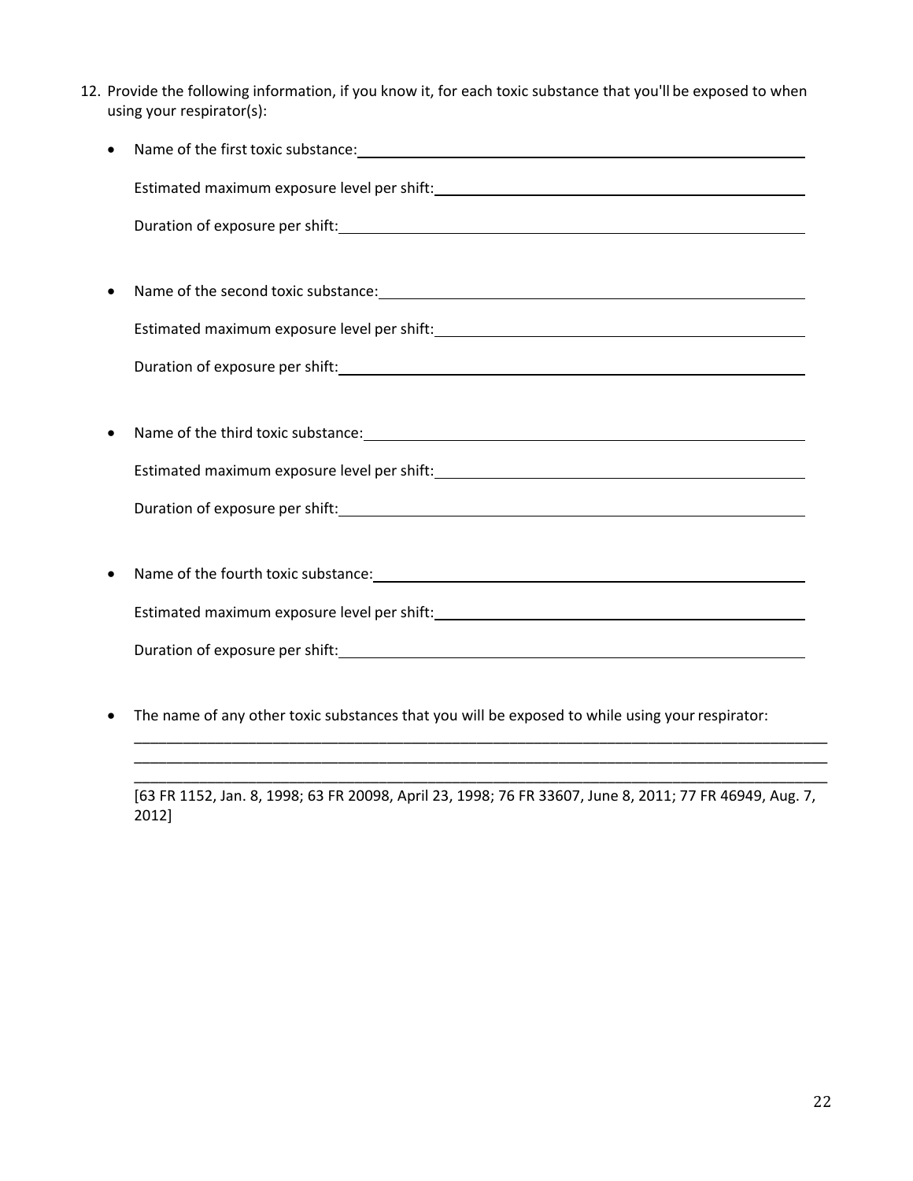12. Provide the following information, if you know it, for each toxic substance that you'll be exposed to when using your respirator(s):

    - Name of the first toxic substance: ____________________

      Estimated maximum exposure level per shift: ____________________

      Duration of exposure per shift: ____________________

    - Name of the second toxic substance: ____________________

      Estimated maximum exposure level per shift: ____________________

      Duration of exposure per shift: ____________________

    - Name of the third toxic substance: ____________________

      Estimated maximum exposure level per shift: ____________________

      Duration of exposure per shift: ____________________

    - Name of the fourth toxic substance: ____________________

      Estimated maximum exposure level per shift: ____________________

      Duration of exposure per shift: ____________________

    - The name of any other toxic substances that you will be exposed to while using your respirator:

      ________________________________________________________________________________

      ________________________________________________________________________________

      ________________________________________________________________________________

      [63 FR 1152, Jan. 8, 1998; 63 FR 20098, April 23, 1998; 76 FR 33607, June 8, 2011; 77 FR 46949, Aug. 7, 2012]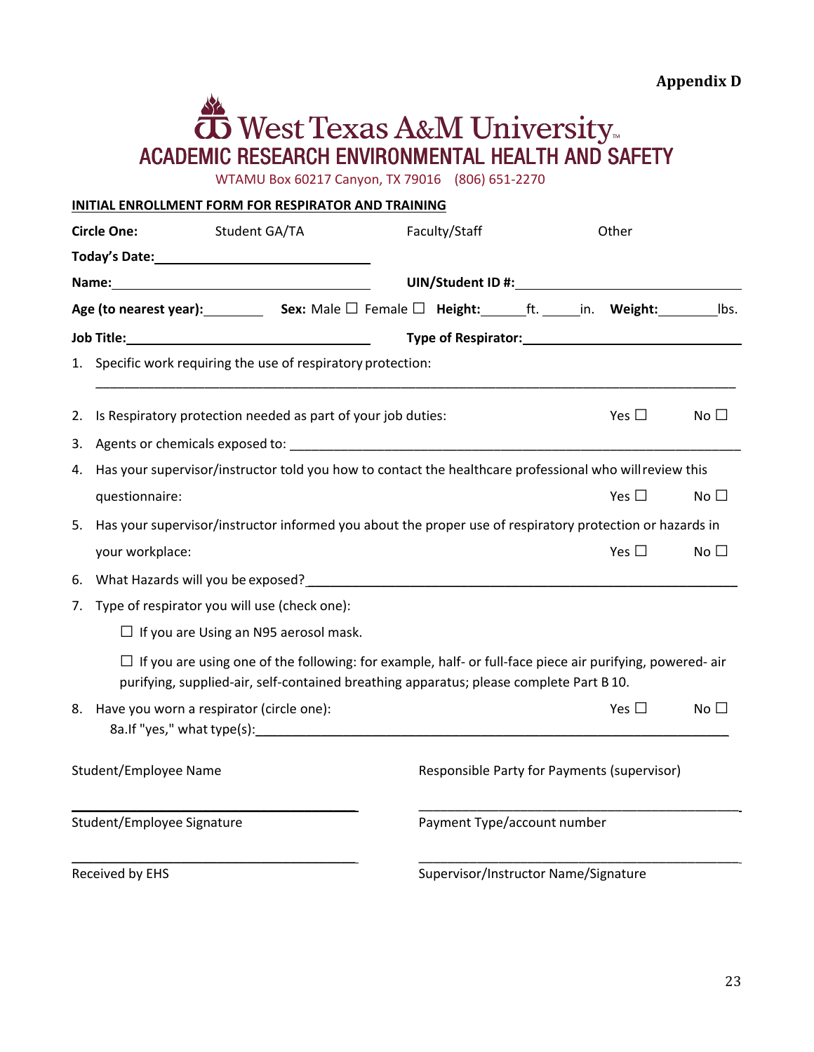**Appendix D**

# West Texas A&M University

## ACADEMIC RESEARCH ENVIRONMENTAL HEALTH AND SAFETY

WTAMU Box 60217 Canyon, TX 79016 (806) 651-2270

**INITIAL ENROLLMENT FORM FOR RESPIRATOR AND TRAINING**

**Circle One:** Student GA/TA Faculty/Staff Other

**Today's Date:**\_\_\_\_\_\_\_\_\_\_\_\_\_\_\_\_\_\_\_\_\_\_\_\_\_\_\_\_\_\_

**Name:**\_\_\_\_\_\_\_\_\_\_\_\_\_\_\_\_\_\_\_\_\_\_\_\_\_\_\_\_\_\_\_\_\_\_ **UIN/Student ID #:**\_\_\_\_\_\_\_\_\_\_\_\_\_\_\_\_\_\_\_\_\_\_\_\_\_\_\_\_\_\_

**Age (to nearest year):**\_\_\_\_\_\_\_\_ **Sex:** Male ☐ Female ☐ **Height:**\_\_\_\_\_ft. \_\_\_\_\_in. **Weight:**\_\_\_\_\_\_\_lbs.

**Job Title:**\_\_\_\_\_\_\_\_\_\_\_\_\_\_\_\_\_\_\_\_\_\_\_\_\_\_\_\_\_\_\_\_\_\_ **Type of Respirator:**\_\_\_\_\_\_\_\_\_\_\_\_\_\_\_\_\_\_\_\_\_\_\_\_\_\_\_\_\_\_

1. Specific work requiring the use of respiratory protection:

   \_\_\_\_\_\_\_\_\_\_\_\_\_\_\_\_\_\_\_\_\_\_\_\_\_\_\_\_\_\_\_\_\_\_\_\_\_\_\_\_\_\_\_\_\_\_\_\_\_\_\_\_\_\_\_\_\_\_\_\_\_\_\_\_\_\_\_\_\_\_\_\_\_\_\_\_\_\_\_\_

2. Is Respiratory protection needed as part of your job duties: Yes ☐ No ☐
3. Agents or chemicals exposed to: \_\_\_\_\_\_\_\_\_\_\_\_\_\_\_\_\_\_\_\_\_\_\_\_\_\_\_\_\_\_\_\_\_\_\_\_\_\_\_\_\_\_\_\_\_\_\_\_\_\_\_\_\_\_\_\_\_\_\_\_
4. Has your supervisor/instructor told you how to contact the healthcare professional who will review this questionnaire: Yes ☐ No ☐
5. Has your supervisor/instructor informed you about the proper use of respiratory protection or hazards in your workplace: Yes ☐ No ☐
6. What Hazards will you be exposed? \_\_\_\_\_\_\_\_\_\_\_\_\_\_\_\_\_\_\_\_\_\_\_\_\_\_\_\_\_\_\_\_\_\_\_\_\_\_\_\_\_\_\_\_\_\_\_\_\_\_\_\_\_\_\_\_
7. Type of respirator you will use (check one):

   ☐ If you are Using an N95 aerosol mask.

   ☐ If you are using one of the following: for example, half- or full-face piece air purifying, powered- air purifying, supplied-air, self-contained breathing apparatus; please complete Part B 10.

8. Have you worn a respirator (circle one): Yes ☐ No ☐

   8a. If "yes," what type(s):\_\_\_\_\_\_\_\_\_\_\_\_\_\_\_\_\_\_\_\_\_\_\_\_\_\_\_\_\_\_\_\_\_\_\_\_\_\_\_\_\_\_\_\_\_\_\_\_\_\_\_\_\_\_\_\_\_\_\_\_

Student/Employee Name \_\_\_\_\_\_\_\_\_\_\_\_\_\_\_\_\_\_\_\_\_\_\_\_\_\_\_\_\_\_\_\_\_\_\_\_\_\_\_\_

Responsible Party for Payments (supervisor) \_\_\_\_\_\_\_\_\_\_\_\_\_\_\_\_\_\_\_\_\_\_\_\_\_\_\_\_\_\_\_\_\_\_\_\_\_\_\_\_

Student/Employee Signature \_\_\_\_\_\_\_\_\_\_\_\_\_\_\_\_\_\_\_\_\_\_\_\_\_\_\_\_\_\_\_\_\_\_\_\_\_\_\_\_

Payment Type/account number \_\_\_\_\_\_\_\_\_\_\_\_\_\_\_\_\_\_\_\_\_\_\_\_\_\_\_\_\_\_\_\_\_\_\_\_\_\_\_\_

Received by EHS

Supervisor/Instructor Name/Signature